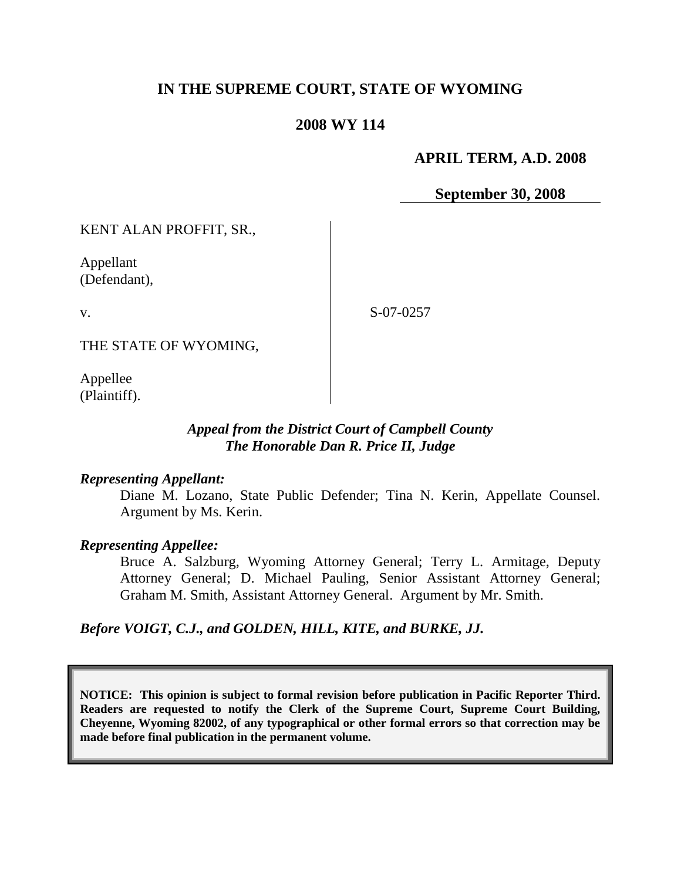# IN THE SUPREME COURT, STATE OF WYOMING

## 2008 WY 114

**APRIL TERM, A.D. 2008**

**September 30, 2008**

KENT ALAN PROFFIT, SR.,

Appellant
(Defendant),

v.

S-07-0257

THE STATE OF WYOMING,

Appellee
(Plaintiff).

***Appeal from the District Court of Campbell County***
***The Honorable Dan R. Price II, Judge***

***Representing Appellant:***

Diane M. Lozano, State Public Defender; Tina N. Kerin, Appellate Counsel. Argument by Ms. Kerin.

***Representing Appellee:***

Bruce A. Salzburg, Wyoming Attorney General; Terry L. Armitage, Deputy Attorney General; D. Michael Pauling, Senior Assistant Attorney General; Graham M. Smith, Assistant Attorney General. Argument by Mr. Smith.

***Before VOIGT, C.J., and GOLDEN, HILL, KITE, and BURKE, JJ.***

**NOTICE: This opinion is subject to formal revision before publication in Pacific Reporter Third. Readers are requested to notify the Clerk of the Supreme Court, Supreme Court Building, Cheyenne, Wyoming 82002, of any typographical or other formal errors so that correction may be made before final publication in the permanent volume.**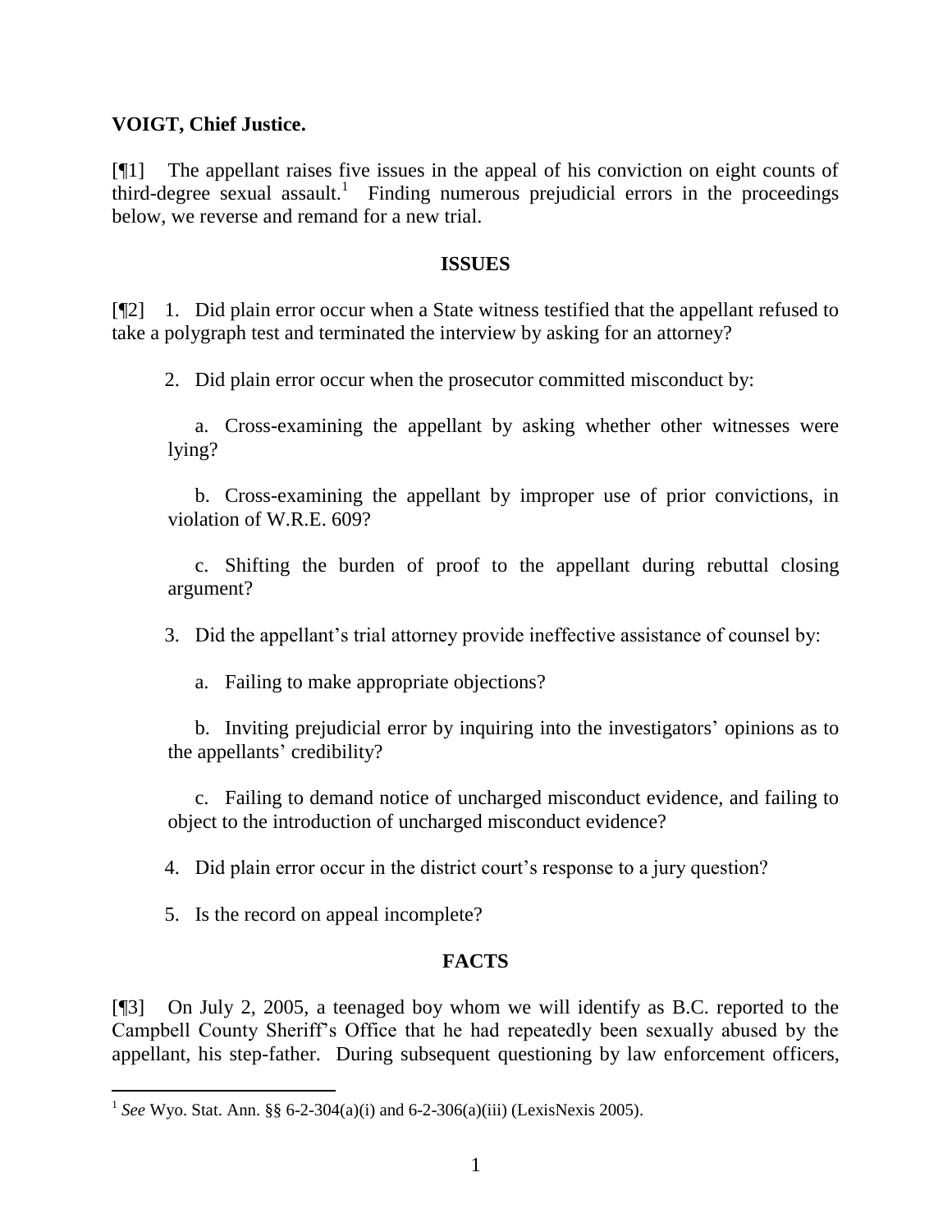**VOIGT, Chief Justice.**

[¶1] The appellant raises five issues in the appeal of his conviction on eight counts of third-degree sexual assault.[1] Finding numerous prejudicial errors in the proceedings below, we reverse and remand for a new trial.

## ISSUES

[¶2] 1. Did plain error occur when a State witness testified that the appellant refused to take a polygraph test and terminated the interview by asking for an attorney?

2. Did plain error occur when the prosecutor committed misconduct by:

a. Cross-examining the appellant by asking whether other witnesses were lying?

b. Cross-examining the appellant by improper use of prior convictions, in violation of W.R.E. 609?

c. Shifting the burden of proof to the appellant during rebuttal closing argument?

3. Did the appellant's trial attorney provide ineffective assistance of counsel by:

a. Failing to make appropriate objections?

b. Inviting prejudicial error by inquiring into the investigators' opinions as to the appellants' credibility?

c. Failing to demand notice of uncharged misconduct evidence, and failing to object to the introduction of uncharged misconduct evidence?

4. Did plain error occur in the district court's response to a jury question?

5. Is the record on appeal incomplete?

## FACTS

[¶3] On July 2, 2005, a teenaged boy whom we will identify as B.C. reported to the Campbell County Sheriff's Office that he had repeatedly been sexually abused by the appellant, his step-father. During subsequent questioning by law enforcement officers,

[1] *See* Wyo. Stat. Ann. §§ 6-2-304(a)(i) and 6-2-306(a)(iii) (LexisNexis 2005).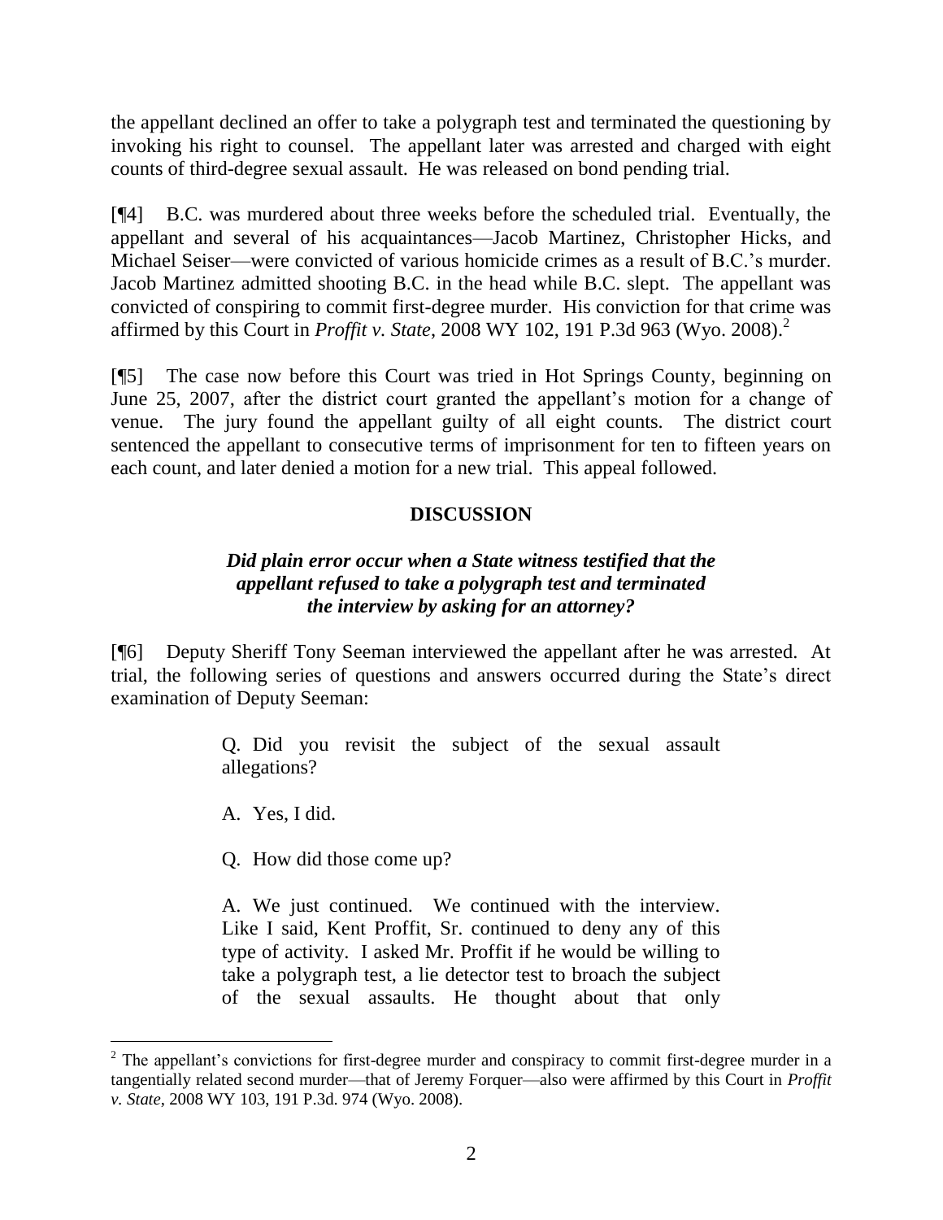the appellant declined an offer to take a polygraph test and terminated the questioning by invoking his right to counsel. The appellant later was arrested and charged with eight counts of third-degree sexual assault. He was released on bond pending trial.

[¶4] B.C. was murdered about three weeks before the scheduled trial. Eventually, the appellant and several of his acquaintances—Jacob Martinez, Christopher Hicks, and Michael Seiser—were convicted of various homicide crimes as a result of B.C.'s murder. Jacob Martinez admitted shooting B.C. in the head while B.C. slept. The appellant was convicted of conspiring to commit first-degree murder. His conviction for that crime was affirmed by this Court in *Proffit v. State*, 2008 WY 102, 191 P.3d 963 (Wyo. 2008).[2]

[¶5] The case now before this Court was tried in Hot Springs County, beginning on June 25, 2007, after the district court granted the appellant's motion for a change of venue. The jury found the appellant guilty of all eight counts. The district court sentenced the appellant to consecutive terms of imprisonment for ten to fifteen years on each count, and later denied a motion for a new trial. This appeal followed.

## DISCUSSION

### *Did plain error occur when a State witness testified that the appellant refused to take a polygraph test and terminated the interview by asking for an attorney?*

[¶6] Deputy Sheriff Tony Seeman interviewed the appellant after he was arrested. At trial, the following series of questions and answers occurred during the State's direct examination of Deputy Seeman:

> Q. Did you revisit the subject of the sexual assault allegations?
>
> A. Yes, I did.
>
> Q. How did those come up?
>
> A. We just continued. We continued with the interview. Like I said, Kent Proffit, Sr. continued to deny any of this type of activity. I asked Mr. Proffit if he would be willing to take a polygraph test, a lie detector test to broach the subject of the sexual assaults. He thought about that only

[2] The appellant's convictions for first-degree murder and conspiracy to commit first-degree murder in a tangentially related second murder—that of Jeremy Forquer—also were affirmed by this Court in *Proffit v. State*, 2008 WY 103, 191 P.3d. 974 (Wyo. 2008).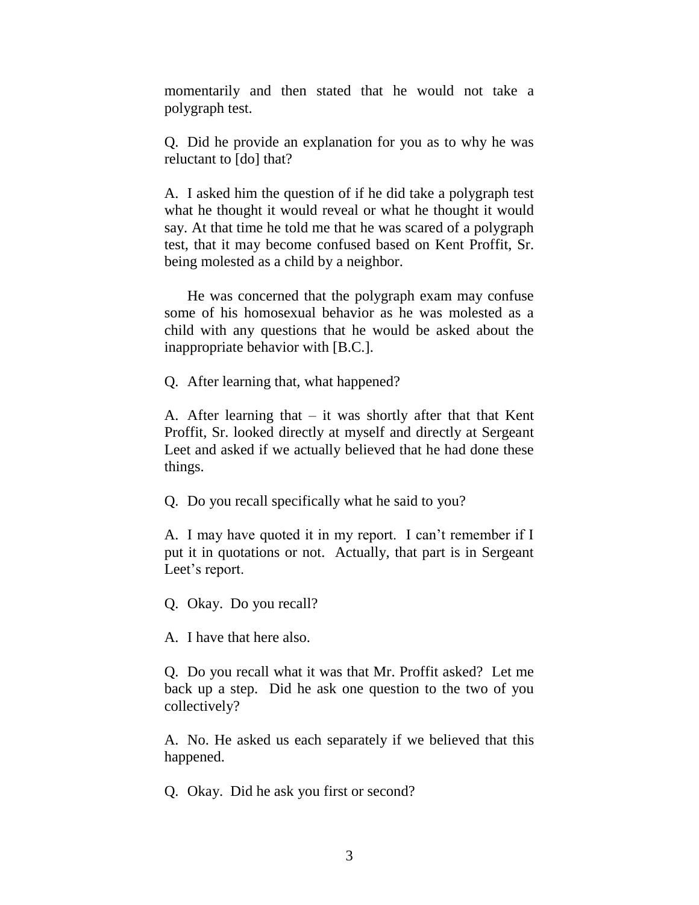momentarily and then stated that he would not take a polygraph test.

Q. Did he provide an explanation for you as to why he was reluctant to [do] that?

A. I asked him the question of if he did take a polygraph test what he thought it would reveal or what he thought it would say. At that time he told me that he was scared of a polygraph test, that it may become confused based on Kent Proffit, Sr. being molested as a child by a neighbor.

He was concerned that the polygraph exam may confuse some of his homosexual behavior as he was molested as a child with any questions that he would be asked about the inappropriate behavior with [B.C.].

Q. After learning that, what happened?

A. After learning that – it was shortly after that that Kent Proffit, Sr. looked directly at myself and directly at Sergeant Leet and asked if we actually believed that he had done these things.

Q. Do you recall specifically what he said to you?

A. I may have quoted it in my report. I can't remember if I put it in quotations or not. Actually, that part is in Sergeant Leet's report.

Q. Okay. Do you recall?

A. I have that here also.

Q. Do you recall what it was that Mr. Proffit asked? Let me back up a step. Did he ask one question to the two of you collectively?

A. No. He asked us each separately if we believed that this happened.

Q. Okay. Did he ask you first or second?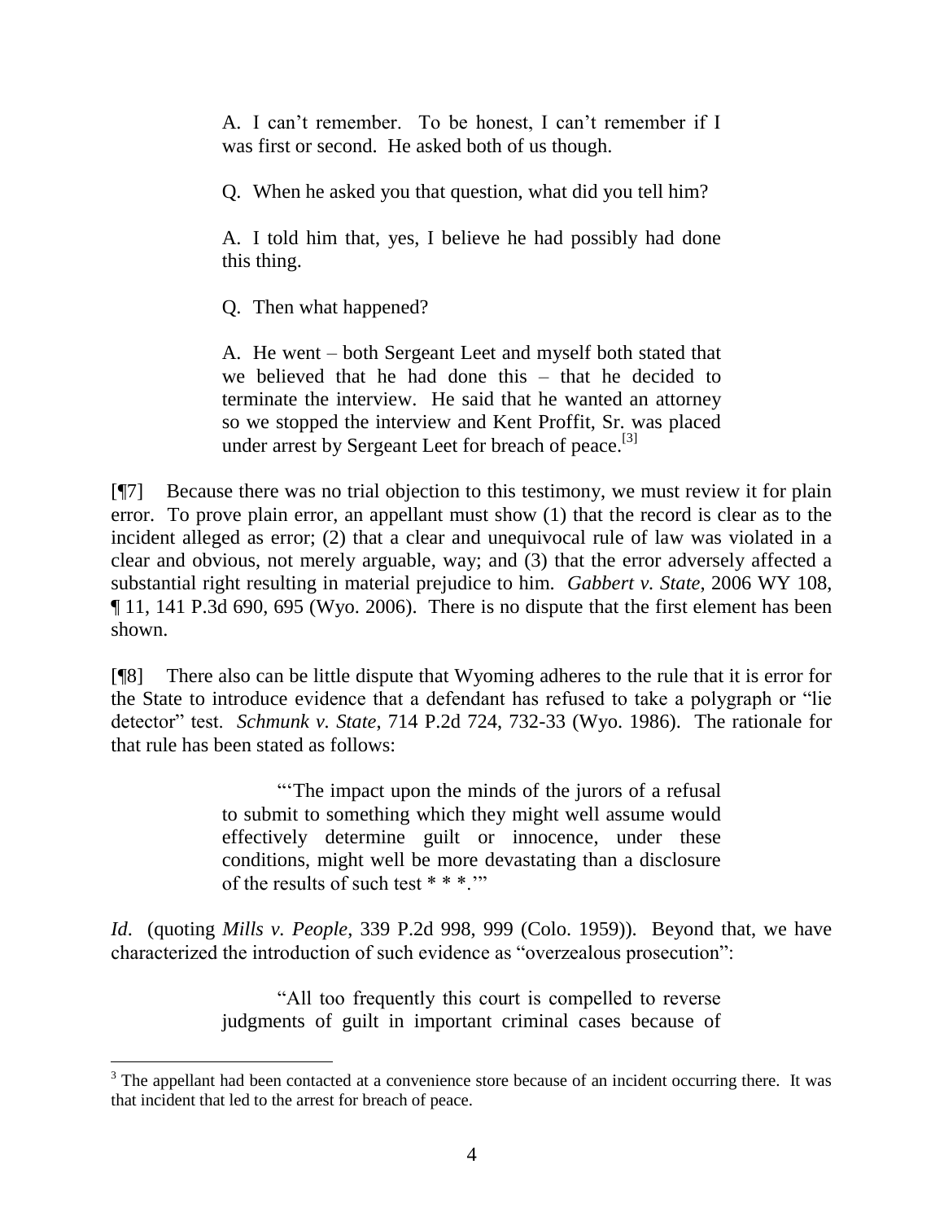> A. I can't remember. To be honest, I can't remember if I was first or second. He asked both of us though.
>
> Q. When he asked you that question, what did you tell him?
>
> A. I told him that, yes, I believe he had possibly had done this thing.
>
> Q. Then what happened?
>
> A. He went – both Sergeant Leet and myself both stated that we believed that he had done this – that he decided to terminate the interview. He said that he wanted an attorney so we stopped the interview and Kent Proffit, Sr. was placed under arrest by Sergeant Leet for breach of peace.[3]

[¶7] Because there was no trial objection to this testimony, we must review it for plain error. To prove plain error, an appellant must show (1) that the record is clear as to the incident alleged as error; (2) that a clear and unequivocal rule of law was violated in a clear and obvious, not merely arguable, way; and (3) that the error adversely affected a substantial right resulting in material prejudice to him. *Gabbert v. State*, 2006 WY 108, ¶ 11, 141 P.3d 690, 695 (Wyo. 2006). There is no dispute that the first element has been shown.

[¶8] There also can be little dispute that Wyoming adheres to the rule that it is error for the State to introduce evidence that a defendant has refused to take a polygraph or "lie detector" test. *Schmunk v. State*, 714 P.2d 724, 732-33 (Wyo. 1986). The rationale for that rule has been stated as follows:

> "'The impact upon the minds of the jurors of a refusal to submit to something which they might well assume would effectively determine guilt or innocence, under these conditions, might well be more devastating than a disclosure of the results of such test * * *.'"

*Id*. (quoting *Mills v. People*, 339 P.2d 998, 999 (Colo. 1959)). Beyond that, we have characterized the introduction of such evidence as "overzealous prosecution":

> "All too frequently this court is compelled to reverse judgments of guilt in important criminal cases because of

---

[3] The appellant had been contacted at a convenience store because of an incident occurring there. It was that incident that led to the arrest for breach of peace.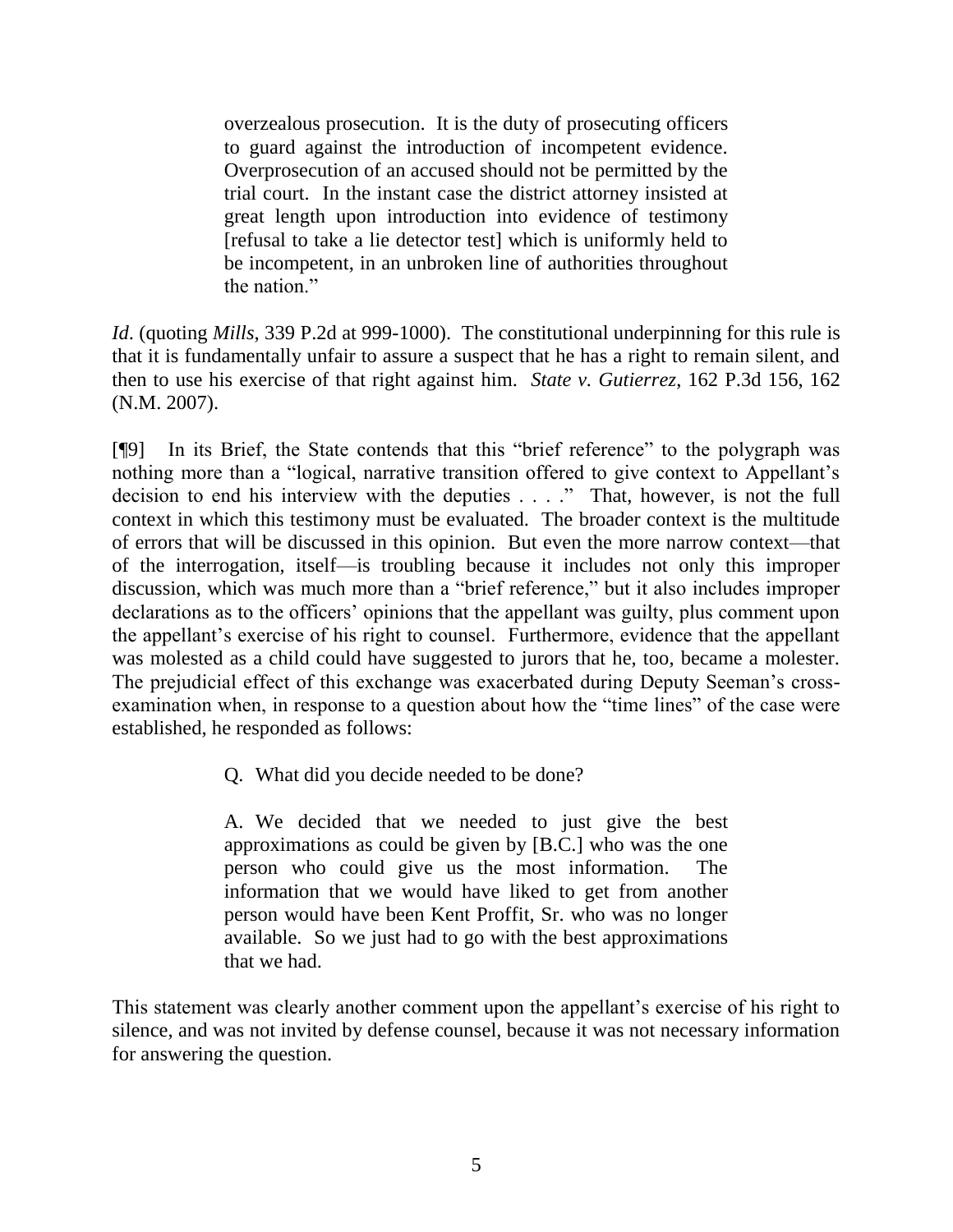> overzealous prosecution. It is the duty of prosecuting officers to guard against the introduction of incompetent evidence. Overprosecution of an accused should not be permitted by the trial court. In the instant case the district attorney insisted at great length upon introduction into evidence of testimony [refusal to take a lie detector test] which is uniformly held to be incompetent, in an unbroken line of authorities throughout the nation."

*Id*. (quoting *Mills*, 339 P.2d at 999-1000). The constitutional underpinning for this rule is that it is fundamentally unfair to assure a suspect that he has a right to remain silent, and then to use his exercise of that right against him. *State v. Gutierrez*, 162 P.3d 156, 162 (N.M. 2007).

[¶9] In its Brief, the State contends that this "brief reference" to the polygraph was nothing more than a "logical, narrative transition offered to give context to Appellant's decision to end his interview with the deputies . . . ." That, however, is not the full context in which this testimony must be evaluated. The broader context is the multitude of errors that will be discussed in this opinion. But even the more narrow context—that of the interrogation, itself—is troubling because it includes not only this improper discussion, which was much more than a "brief reference," but it also includes improper declarations as to the officers' opinions that the appellant was guilty, plus comment upon the appellant's exercise of his right to counsel. Furthermore, evidence that the appellant was molested as a child could have suggested to jurors that he, too, became a molester. The prejudicial effect of this exchange was exacerbated during Deputy Seeman's cross-examination when, in response to a question about how the "time lines" of the case were established, he responded as follows:

> Q. What did you decide needed to be done?
>
> A. We decided that we needed to just give the best approximations as could be given by [B.C.] who was the one person who could give us the most information. The information that we would have liked to get from another person would have been Kent Proffit, Sr. who was no longer available. So we just had to go with the best approximations that we had.

This statement was clearly another comment upon the appellant's exercise of his right to silence, and was not invited by defense counsel, because it was not necessary information for answering the question.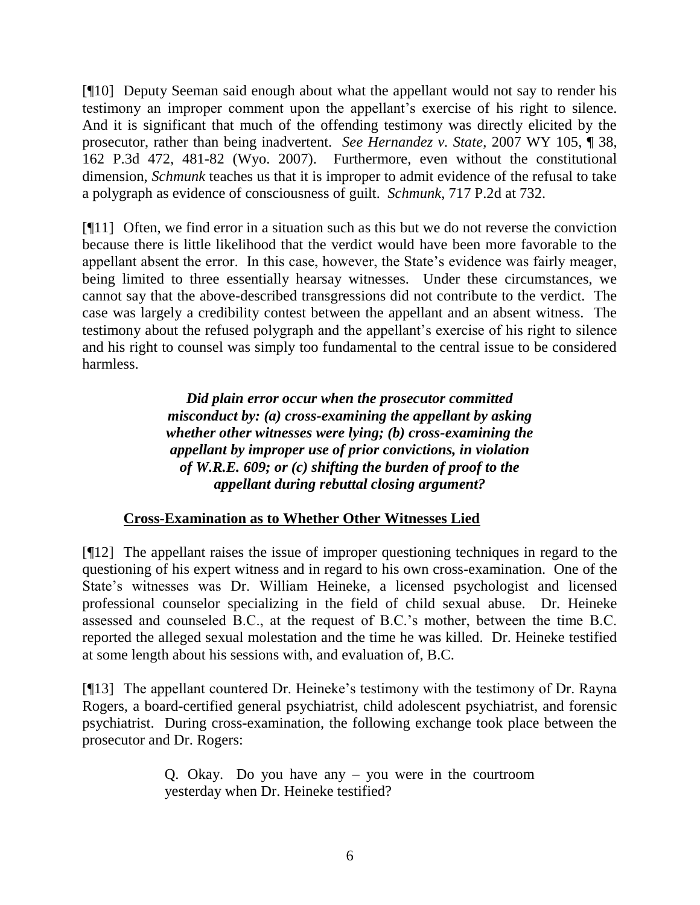[¶10] Deputy Seeman said enough about what the appellant would not say to render his testimony an improper comment upon the appellant's exercise of his right to silence. And it is significant that much of the offending testimony was directly elicited by the prosecutor, rather than being inadvertent. *See Hernandez v. State*, 2007 WY 105, ¶ 38, 162 P.3d 472, 481-82 (Wyo. 2007). Furthermore, even without the constitutional dimension, *Schmunk* teaches us that it is improper to admit evidence of the refusal to take a polygraph as evidence of consciousness of guilt. *Schmunk*, 717 P.2d at 732.

[¶11] Often, we find error in a situation such as this but we do not reverse the conviction because there is little likelihood that the verdict would have been more favorable to the appellant absent the error. In this case, however, the State's evidence was fairly meager, being limited to three essentially hearsay witnesses. Under these circumstances, we cannot say that the above-described transgressions did not contribute to the verdict. The case was largely a credibility contest between the appellant and an absent witness. The testimony about the refused polygraph and the appellant's exercise of his right to silence and his right to counsel was simply too fundamental to the central issue to be considered harmless.

***Did plain error occur when the prosecutor committed misconduct by: (a) cross-examining the appellant by asking whether other witnesses were lying; (b) cross-examining the appellant by improper use of prior convictions, in violation of W.R.E. 609; or (c) shifting the burden of proof to the appellant during rebuttal closing argument?***

**Cross-Examination as to Whether Other Witnesses Lied**

[¶12] The appellant raises the issue of improper questioning techniques in regard to the questioning of his expert witness and in regard to his own cross-examination. One of the State's witnesses was Dr. William Heineke, a licensed psychologist and licensed professional counselor specializing in the field of child sexual abuse. Dr. Heineke assessed and counseled B.C., at the request of B.C.'s mother, between the time B.C. reported the alleged sexual molestation and the time he was killed. Dr. Heineke testified at some length about his sessions with, and evaluation of, B.C.

[¶13] The appellant countered Dr. Heineke's testimony with the testimony of Dr. Rayna Rogers, a board-certified general psychiatrist, child adolescent psychiatrist, and forensic psychiatrist. During cross-examination, the following exchange took place between the prosecutor and Dr. Rogers:

> Q. Okay. Do you have any – you were in the courtroom yesterday when Dr. Heineke testified?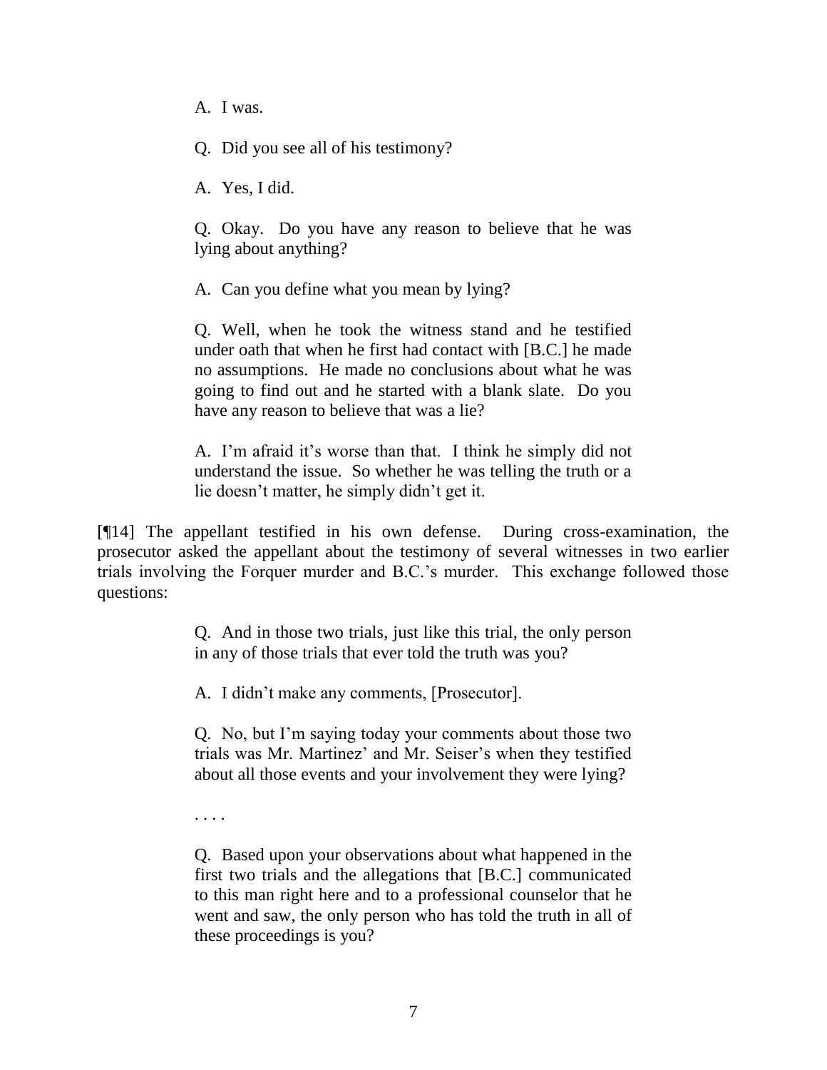> A. I was.
>
> Q. Did you see all of his testimony?
>
> A. Yes, I did.
>
> Q. Okay. Do you have any reason to believe that he was lying about anything?
>
> A. Can you define what you mean by lying?
>
> Q. Well, when he took the witness stand and he testified under oath that when he first had contact with [B.C.] he made no assumptions. He made no conclusions about what he was going to find out and he started with a blank slate. Do you have any reason to believe that was a lie?
>
> A. I'm afraid it's worse than that. I think he simply did not understand the issue. So whether he was telling the truth or a lie doesn't matter, he simply didn't get it.

[¶14] The appellant testified in his own defense. During cross-examination, the prosecutor asked the appellant about the testimony of several witnesses in two earlier trials involving the Forquer murder and B.C.'s murder. This exchange followed those questions:

> Q. And in those two trials, just like this trial, the only person in any of those trials that ever told the truth was you?
>
> A. I didn't make any comments, [Prosecutor].
>
> Q. No, but I'm saying today your comments about those two trials was Mr. Martinez' and Mr. Seiser's when they testified about all those events and your involvement they were lying?
>
> . . . .
>
> Q. Based upon your observations about what happened in the first two trials and the allegations that [B.C.] communicated to this man right here and to a professional counselor that he went and saw, the only person who has told the truth in all of these proceedings is you?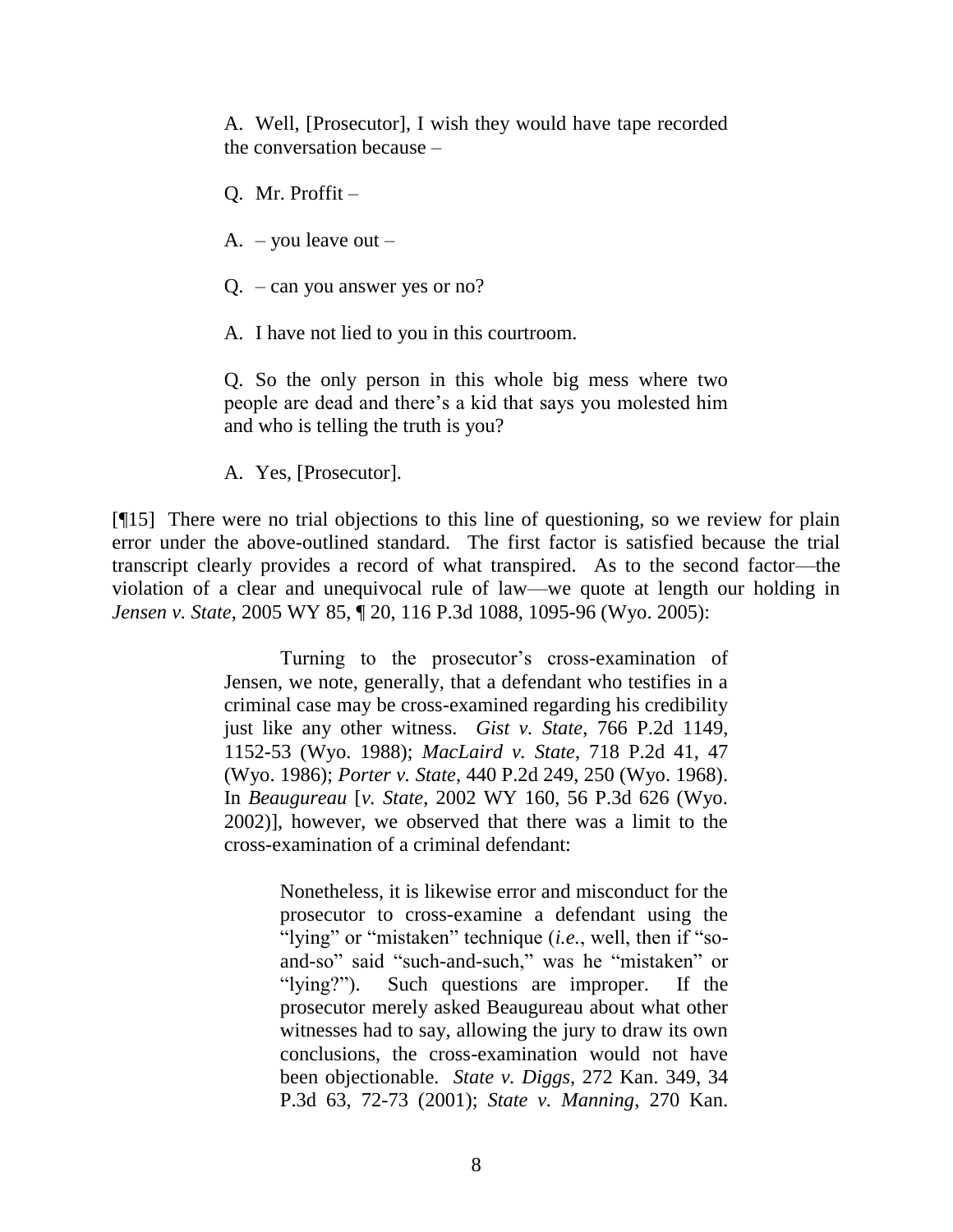> A. Well, [Prosecutor], I wish they would have tape recorded the conversation because –
>
> Q. Mr. Proffit –
>
> A. – you leave out –
>
> Q. – can you answer yes or no?
>
> A. I have not lied to you in this courtroom.
>
> Q. So the only person in this whole big mess where two people are dead and there's a kid that says you molested him and who is telling the truth is you?
>
> A. Yes, [Prosecutor].

[¶15] There were no trial objections to this line of questioning, so we review for plain error under the above-outlined standard. The first factor is satisfied because the trial transcript clearly provides a record of what transpired. As to the second factor—the violation of a clear and unequivocal rule of law—we quote at length our holding in *Jensen v. State*, 2005 WY 85, ¶ 20, 116 P.3d 1088, 1095-96 (Wyo. 2005):

> Turning to the prosecutor's cross-examination of Jensen, we note, generally, that a defendant who testifies in a criminal case may be cross-examined regarding his credibility just like any other witness. *Gist v. State*, 766 P.2d 1149, 1152-53 (Wyo. 1988); *MacLaird v. State*, 718 P.2d 41, 47 (Wyo. 1986); *Porter v. State*, 440 P.2d 249, 250 (Wyo. 1968). In *Beaugureau* [*v. State*, 2002 WY 160, 56 P.3d 626 (Wyo. 2002)], however, we observed that there was a limit to the cross-examination of a criminal defendant:
>
> > Nonetheless, it is likewise error and misconduct for the prosecutor to cross-examine a defendant using the "lying" or "mistaken" technique (*i.e.*, well, then if "so-and-so" said "such-and-such," was he "mistaken" or "lying?"). Such questions are improper. If the prosecutor merely asked Beaugureau about what other witnesses had to say, allowing the jury to draw its own conclusions, the cross-examination would not have been objectionable. *State v. Diggs*, 272 Kan. 349, 34 P.3d 63, 72-73 (2001); *State v. Manning*, 270 Kan.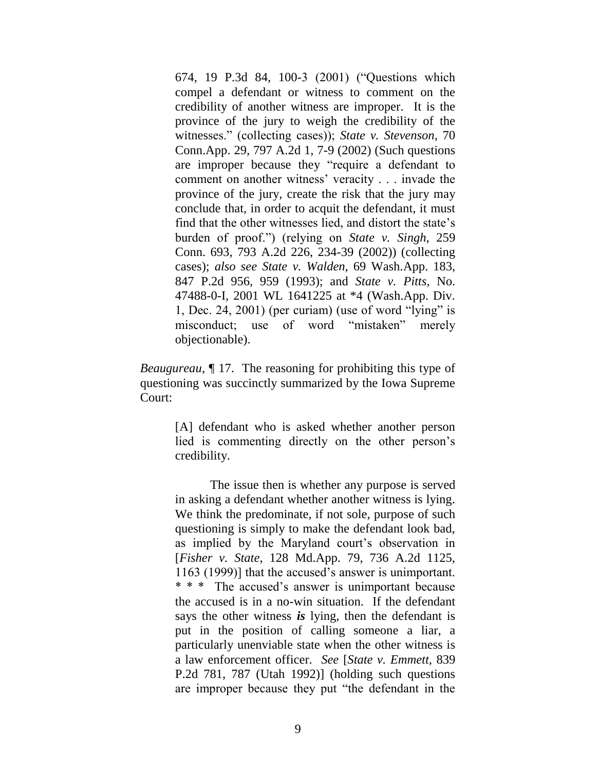> 674, 19 P.3d 84, 100-3 (2001) ("Questions which compel a defendant or witness to comment on the credibility of another witness are improper. It is the province of the jury to weigh the credibility of the witnesses." (collecting cases)); *State v. Stevenson*, 70 Conn.App. 29, 797 A.2d 1, 7-9 (2002) (Such questions are improper because they "require a defendant to comment on another witness' veracity . . . invade the province of the jury, create the risk that the jury may conclude that, in order to acquit the defendant, it must find that the other witnesses lied, and distort the state's burden of proof.") (relying on *State v. Singh*, 259 Conn. 693, 793 A.2d 226, 234-39 (2002)) (collecting cases); *also see State v. Walden*, 69 Wash.App. 183, 847 P.2d 956, 959 (1993); and *State v. Pitts*, No. 47488-0-I, 2001 WL 1641225 at *4 (Wash.App. Div. 1, Dec. 24, 2001) (per curiam) (use of word "lying" is misconduct; use of word "mistaken" merely objectionable).

*Beaugureau*, ¶ 17. The reasoning for prohibiting this type of questioning was succinctly summarized by the Iowa Supreme Court:

> [A] defendant who is asked whether another person lied is commenting directly on the other person's credibility.
>
> The issue then is whether any purpose is served in asking a defendant whether another witness is lying. We think the predominate, if not sole, purpose of such questioning is simply to make the defendant look bad, as implied by the Maryland court's observation in [*Fisher v. State*, 128 Md.App. 79, 736 A.2d 1125, 1163 (1999)] that the accused's answer is unimportant. * * * The accused's answer is unimportant because the accused is in a no-win situation. If the defendant says the other witness ***is*** lying, then the defendant is put in the position of calling someone a liar, a particularly unenviable state when the other witness is a law enforcement officer. *See* [*State v. Emmett*, 839 P.2d 781, 787 (Utah 1992)] (holding such questions are improper because they put "the defendant in the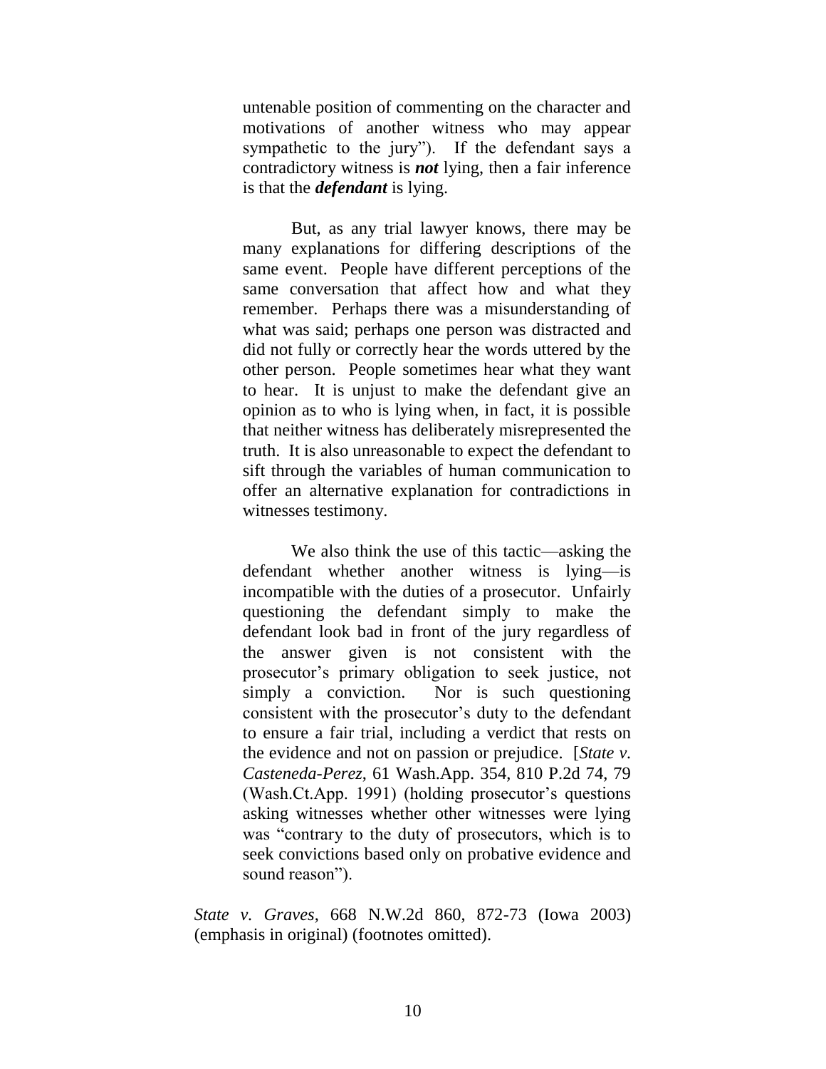> untenable position of commenting on the character and motivations of another witness who may appear sympathetic to the jury"). If the defendant says a contradictory witness is ***not*** lying, then a fair inference is that the ***defendant*** is lying.
>
> But, as any trial lawyer knows, there may be many explanations for differing descriptions of the same event. People have different perceptions of the same conversation that affect how and what they remember. Perhaps there was a misunderstanding of what was said; perhaps one person was distracted and did not fully or correctly hear the words uttered by the other person. People sometimes hear what they want to hear. It is unjust to make the defendant give an opinion as to who is lying when, in fact, it is possible that neither witness has deliberately misrepresented the truth. It is also unreasonable to expect the defendant to sift through the variables of human communication to offer an alternative explanation for contradictions in witnesses testimony.
>
> We also think the use of this tactic—asking the defendant whether another witness is lying—is incompatible with the duties of a prosecutor. Unfairly questioning the defendant simply to make the defendant look bad in front of the jury regardless of the answer given is not consistent with the prosecutor's primary obligation to seek justice, not simply a conviction. Nor is such questioning consistent with the prosecutor's duty to the defendant to ensure a fair trial, including a verdict that rests on the evidence and not on passion or prejudice. [*State v. Casteneda-Perez*, 61 Wash.App. 354, 810 P.2d 74, 79 (Wash.Ct.App. 1991) (holding prosecutor's questions asking witnesses whether other witnesses were lying was "contrary to the duty of prosecutors, which is to seek convictions based only on probative evidence and sound reason").

*State v. Graves*, 668 N.W.2d 860, 872-73 (Iowa 2003) (emphasis in original) (footnotes omitted).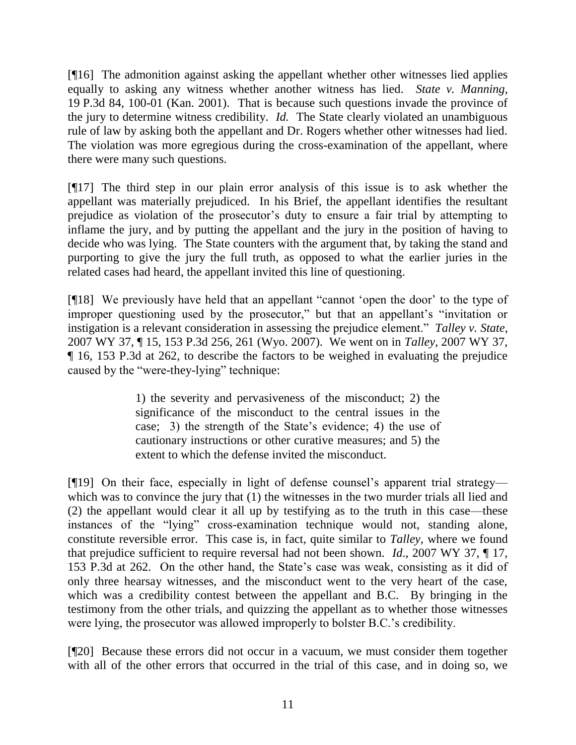[¶16] The admonition against asking the appellant whether other witnesses lied applies equally to asking any witness whether another witness has lied. *State v. Manning*, 19 P.3d 84, 100-01 (Kan. 2001). That is because such questions invade the province of the jury to determine witness credibility. *Id.* The State clearly violated an unambiguous rule of law by asking both the appellant and Dr. Rogers whether other witnesses had lied. The violation was more egregious during the cross-examination of the appellant, where there were many such questions.

[¶17] The third step in our plain error analysis of this issue is to ask whether the appellant was materially prejudiced. In his Brief, the appellant identifies the resultant prejudice as violation of the prosecutor's duty to ensure a fair trial by attempting to inflame the jury, and by putting the appellant and the jury in the position of having to decide who was lying. The State counters with the argument that, by taking the stand and purporting to give the jury the full truth, as opposed to what the earlier juries in the related cases had heard, the appellant invited this line of questioning.

[¶18] We previously have held that an appellant "cannot 'open the door' to the type of improper questioning used by the prosecutor," but that an appellant's "invitation or instigation is a relevant consideration in assessing the prejudice element." *Talley v. State*, 2007 WY 37, ¶ 15, 153 P.3d 256, 261 (Wyo. 2007). We went on in *Talley*, 2007 WY 37, ¶ 16, 153 P.3d at 262, to describe the factors to be weighed in evaluating the prejudice caused by the "were-they-lying" technique:

> 1) the severity and pervasiveness of the misconduct; 2) the significance of the misconduct to the central issues in the case; 3) the strength of the State's evidence; 4) the use of cautionary instructions or other curative measures; and 5) the extent to which the defense invited the misconduct.

[¶19] On their face, especially in light of defense counsel's apparent trial strategy—which was to convince the jury that (1) the witnesses in the two murder trials all lied and (2) the appellant would clear it all up by testifying as to the truth in this case—these instances of the "lying" cross-examination technique would not, standing alone, constitute reversible error. This case is, in fact, quite similar to *Talley*, where we found that prejudice sufficient to require reversal had not been shown. *Id*., 2007 WY 37, ¶ 17, 153 P.3d at 262. On the other hand, the State's case was weak, consisting as it did of only three hearsay witnesses, and the misconduct went to the very heart of the case, which was a credibility contest between the appellant and B.C. By bringing in the testimony from the other trials, and quizzing the appellant as to whether those witnesses were lying, the prosecutor was allowed improperly to bolster B.C.'s credibility.

[¶20] Because these errors did not occur in a vacuum, we must consider them together with all of the other errors that occurred in the trial of this case, and in doing so, we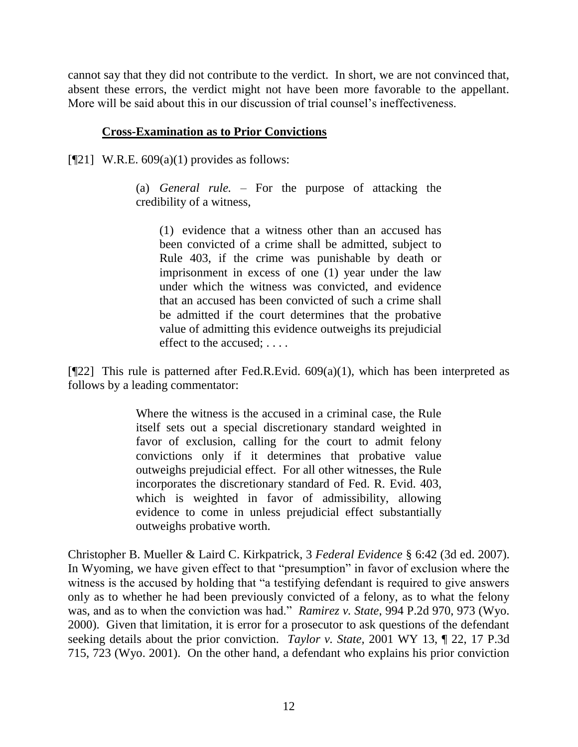cannot say that they did not contribute to the verdict. In short, we are not convinced that, absent these errors, the verdict might not have been more favorable to the appellant. More will be said about this in our discussion of trial counsel's ineffectiveness.

### **Cross-Examination as to Prior Convictions**

[¶21] W.R.E. 609(a)(1) provides as follows:

> (a) *General rule.* – For the purpose of attacking the credibility of a witness,
>
> > (1) evidence that a witness other than an accused has been convicted of a crime shall be admitted, subject to Rule 403, if the crime was punishable by death or imprisonment in excess of one (1) year under the law under which the witness was convicted, and evidence that an accused has been convicted of such a crime shall be admitted if the court determines that the probative value of admitting this evidence outweighs its prejudicial effect to the accused; . . . .

[¶22] This rule is patterned after Fed.R.Evid. 609(a)(1), which has been interpreted as follows by a leading commentator:

> Where the witness is the accused in a criminal case, the Rule itself sets out a special discretionary standard weighted in favor of exclusion, calling for the court to admit felony convictions only if it determines that probative value outweighs prejudicial effect. For all other witnesses, the Rule incorporates the discretionary standard of Fed. R. Evid. 403, which is weighted in favor of admissibility, allowing evidence to come in unless prejudicial effect substantially outweighs probative worth.

Christopher B. Mueller & Laird C. Kirkpatrick, 3 *Federal Evidence* § 6:42 (3d ed. 2007). In Wyoming, we have given effect to that "presumption" in favor of exclusion where the witness is the accused by holding that "a testifying defendant is required to give answers only as to whether he had been previously convicted of a felony, as to what the felony was, and as to when the conviction was had." *Ramirez v. State*, 994 P.2d 970, 973 (Wyo. 2000). Given that limitation, it is error for a prosecutor to ask questions of the defendant seeking details about the prior conviction. *Taylor v. State*, 2001 WY 13, ¶ 22, 17 P.3d 715, 723 (Wyo. 2001). On the other hand, a defendant who explains his prior conviction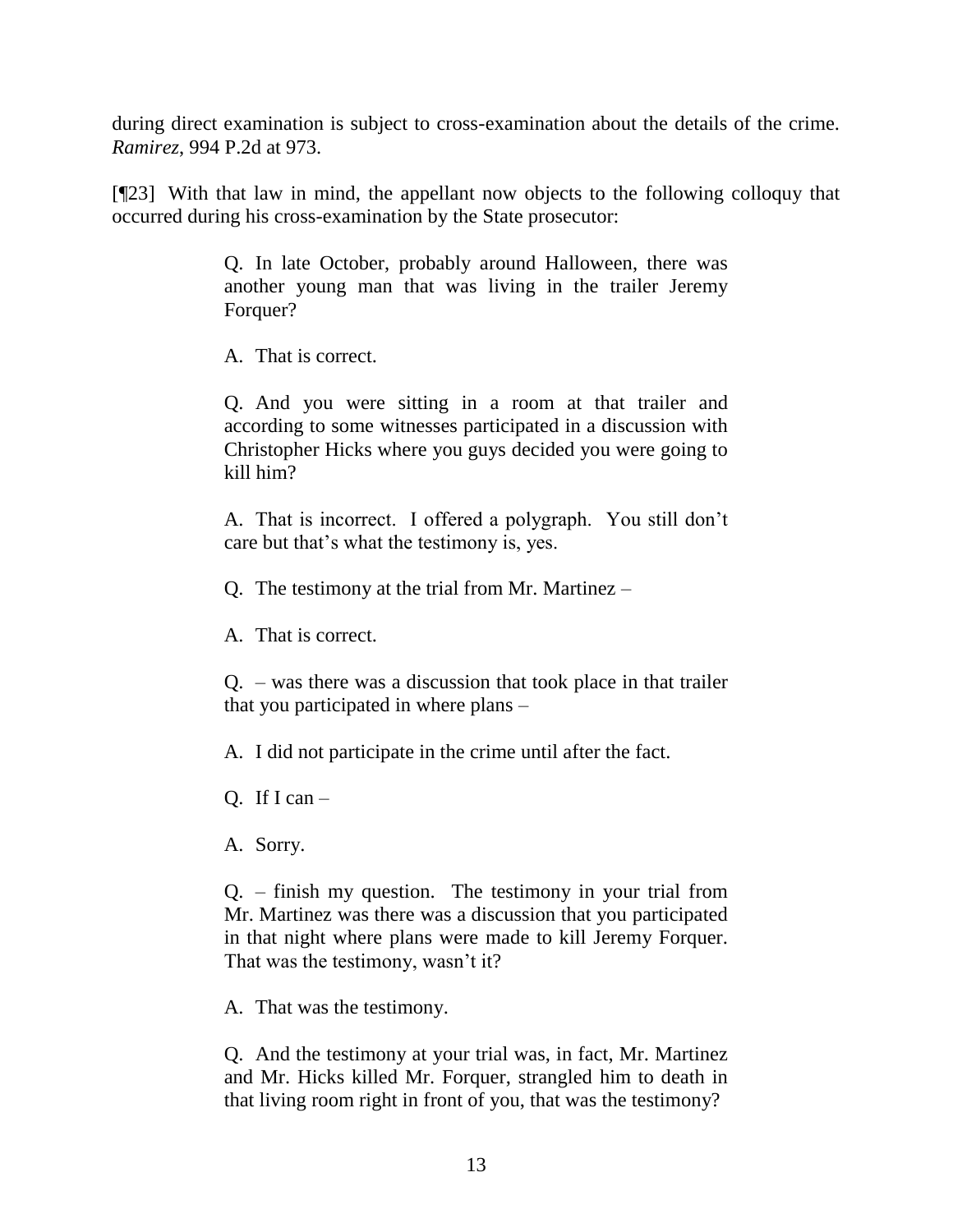during direct examination is subject to cross-examination about the details of the crime. *Ramirez*, 994 P.2d at 973.

[¶23] With that law in mind, the appellant now objects to the following colloquy that occurred during his cross-examination by the State prosecutor:

> Q. In late October, probably around Halloween, there was another young man that was living in the trailer Jeremy Forquer?
>
> A. That is correct.
>
> Q. And you were sitting in a room at that trailer and according to some witnesses participated in a discussion with Christopher Hicks where you guys decided you were going to kill him?
>
> A. That is incorrect. I offered a polygraph. You still don't care but that's what the testimony is, yes.
>
> Q. The testimony at the trial from Mr. Martinez –
>
> A. That is correct.
>
> Q. – was there was a discussion that took place in that trailer that you participated in where plans –
>
> A. I did not participate in the crime until after the fact.
>
> Q. If I can –
>
> A. Sorry.
>
> Q. – finish my question. The testimony in your trial from Mr. Martinez was there was a discussion that you participated in that night where plans were made to kill Jeremy Forquer. That was the testimony, wasn't it?
>
> A. That was the testimony.
>
> Q. And the testimony at your trial was, in fact, Mr. Martinez and Mr. Hicks killed Mr. Forquer, strangled him to death in that living room right in front of you, that was the testimony?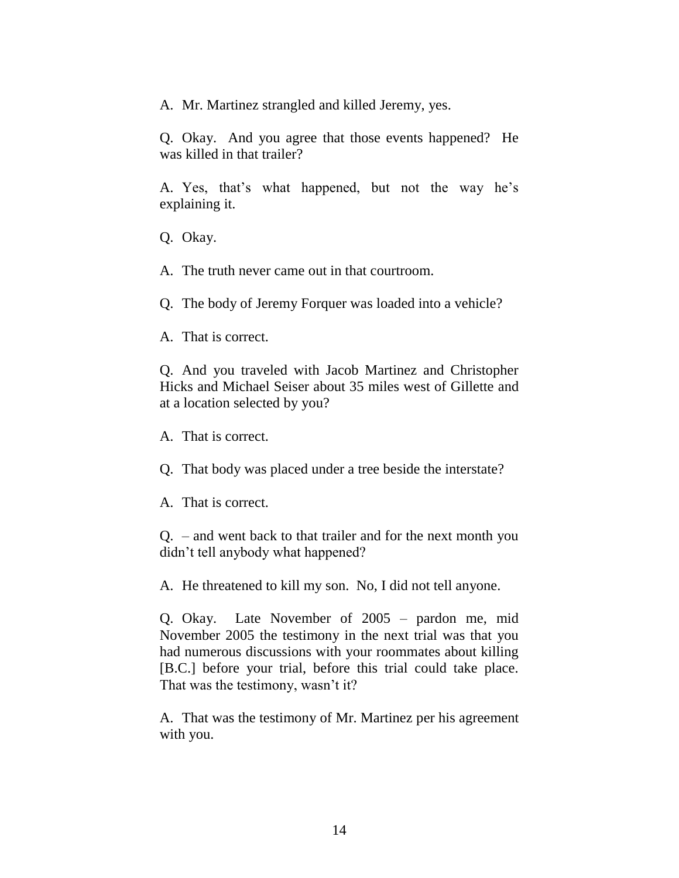A. Mr. Martinez strangled and killed Jeremy, yes.

Q. Okay. And you agree that those events happened? He was killed in that trailer?

A. Yes, that's what happened, but not the way he's explaining it.

Q. Okay.

A. The truth never came out in that courtroom.

Q. The body of Jeremy Forquer was loaded into a vehicle?

A. That is correct.

Q. And you traveled with Jacob Martinez and Christopher Hicks and Michael Seiser about 35 miles west of Gillette and at a location selected by you?

A. That is correct.

Q. That body was placed under a tree beside the interstate?

A. That is correct.

Q. – and went back to that trailer and for the next month you didn't tell anybody what happened?

A. He threatened to kill my son. No, I did not tell anyone.

Q. Okay. Late November of 2005 – pardon me, mid November 2005 the testimony in the next trial was that you had numerous discussions with your roommates about killing [B.C.] before your trial, before this trial could take place. That was the testimony, wasn't it?

A. That was the testimony of Mr. Martinez per his agreement with you.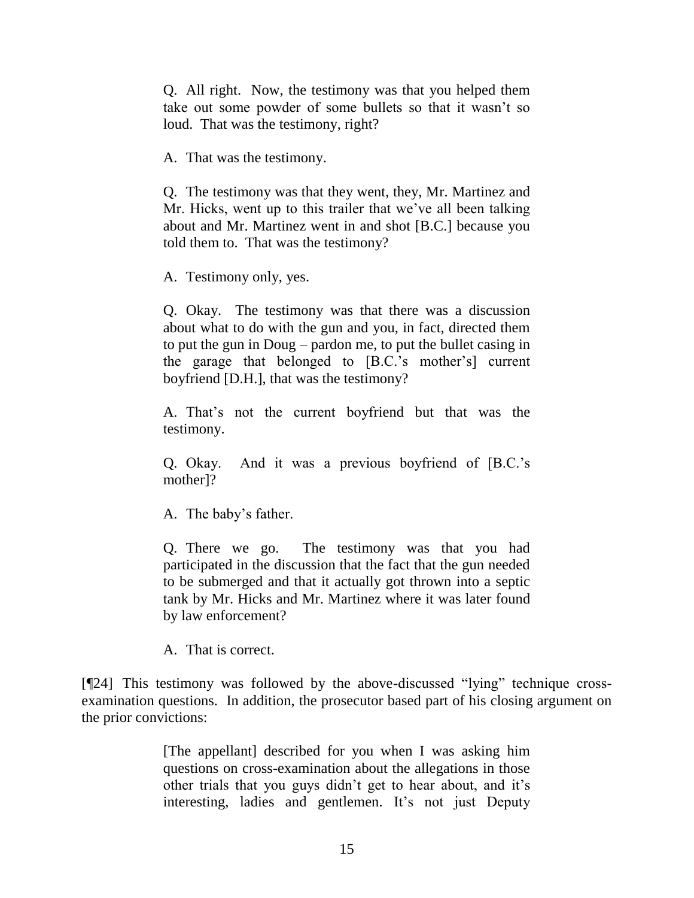> Q. All right. Now, the testimony was that you helped them take out some powder of some bullets so that it wasn't so loud. That was the testimony, right?
>
> A. That was the testimony.
>
> Q. The testimony was that they went, they, Mr. Martinez and Mr. Hicks, went up to this trailer that we've all been talking about and Mr. Martinez went in and shot [B.C.] because you told them to. That was the testimony?
>
> A. Testimony only, yes.
>
> Q. Okay. The testimony was that there was a discussion about what to do with the gun and you, in fact, directed them to put the gun in Doug – pardon me, to put the bullet casing in the garage that belonged to [B.C.'s mother's] current boyfriend [D.H.], that was the testimony?
>
> A. That's not the current boyfriend but that was the testimony.
>
> Q. Okay. And it was a previous boyfriend of [B.C.'s mother]?
>
> A. The baby's father.
>
> Q. There we go. The testimony was that you had participated in the discussion that the fact that the gun needed to be submerged and that it actually got thrown into a septic tank by Mr. Hicks and Mr. Martinez where it was later found by law enforcement?
>
> A. That is correct.

[¶24] This testimony was followed by the above-discussed "lying" technique cross-examination questions. In addition, the prosecutor based part of his closing argument on the prior convictions:

> [The appellant] described for you when I was asking him questions on cross-examination about the allegations in those other trials that you guys didn't get to hear about, and it's interesting, ladies and gentlemen. It's not just Deputy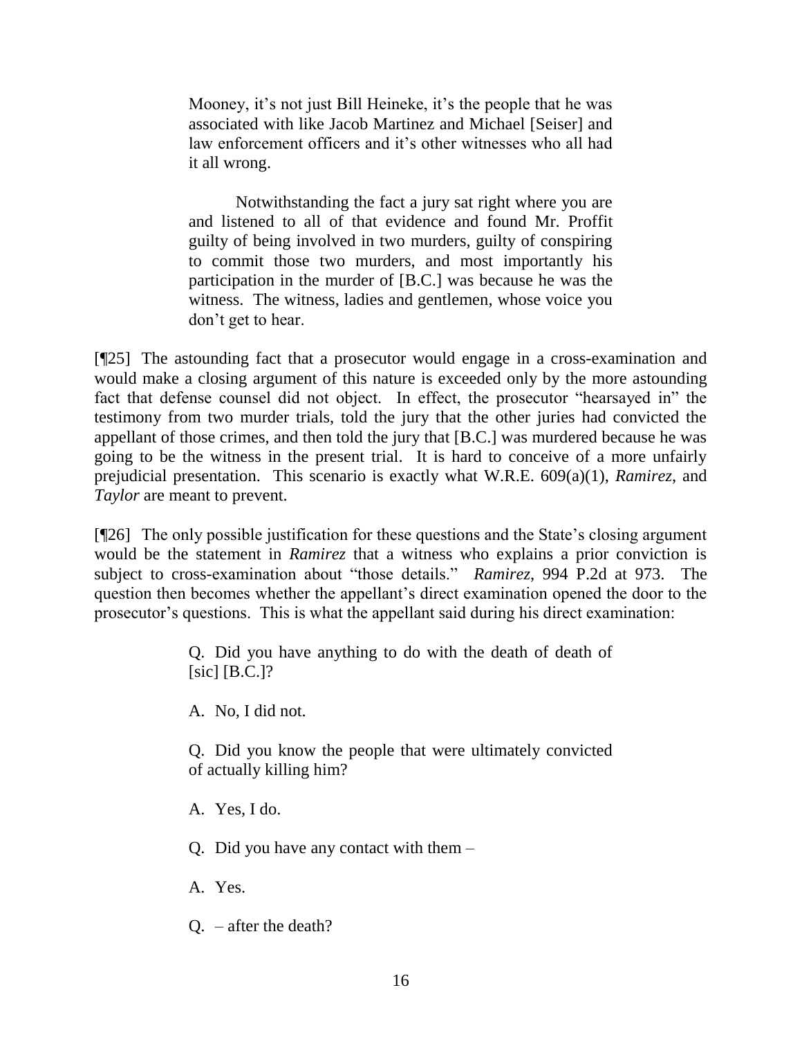> Mooney, it's not just Bill Heineke, it's the people that he was associated with like Jacob Martinez and Michael [Seiser] and law enforcement officers and it's other witnesses who all had it all wrong.
>
> Notwithstanding the fact a jury sat right where you are and listened to all of that evidence and found Mr. Proffit guilty of being involved in two murders, guilty of conspiring to commit those two murders, and most importantly his participation in the murder of [B.C.] was because he was the witness. The witness, ladies and gentlemen, whose voice you don't get to hear.

[¶25] The astounding fact that a prosecutor would engage in a cross-examination and would make a closing argument of this nature is exceeded only by the more astounding fact that defense counsel did not object. In effect, the prosecutor "hearsayed in" the testimony from two murder trials, told the jury that the other juries had convicted the appellant of those crimes, and then told the jury that [B.C.] was murdered because he was going to be the witness in the present trial. It is hard to conceive of a more unfairly prejudicial presentation. This scenario is exactly what W.R.E. 609(a)(1), *Ramirez*, and *Taylor* are meant to prevent.

[¶26] The only possible justification for these questions and the State's closing argument would be the statement in *Ramirez* that a witness who explains a prior conviction is subject to cross-examination about "those details." *Ramirez*, 994 P.2d at 973. The question then becomes whether the appellant's direct examination opened the door to the prosecutor's questions. This is what the appellant said during his direct examination:

> Q. Did you have anything to do with the death of death of [sic] [B.C.]?
>
> A. No, I did not.
>
> Q. Did you know the people that were ultimately convicted of actually killing him?
>
> A. Yes, I do.
>
> Q. Did you have any contact with them –
>
> A. Yes.
>
> Q. – after the death?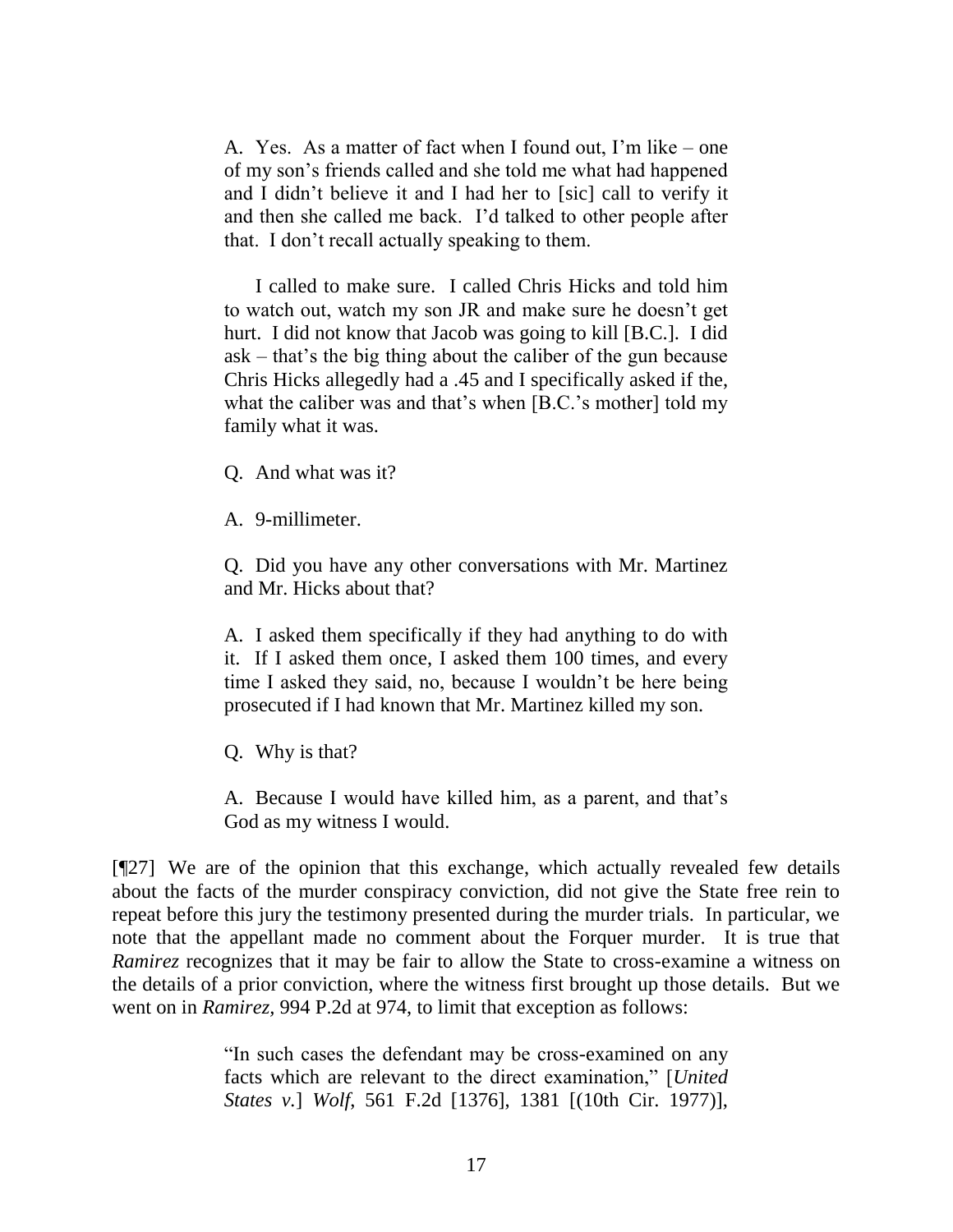> A. Yes. As a matter of fact when I found out, I'm like – one of my son's friends called and she told me what had happened and I didn't believe it and I had her to [sic] call to verify it and then she called me back. I'd talked to other people after that. I don't recall actually speaking to them.
>
> I called to make sure. I called Chris Hicks and told him to watch out, watch my son JR and make sure he doesn't get hurt. I did not know that Jacob was going to kill [B.C.]. I did ask – that's the big thing about the caliber of the gun because Chris Hicks allegedly had a .45 and I specifically asked if the, what the caliber was and that's when [B.C.'s mother] told my family what it was.
>
> Q. And what was it?
>
> A. 9-millimeter.
>
> Q. Did you have any other conversations with Mr. Martinez and Mr. Hicks about that?
>
> A. I asked them specifically if they had anything to do with it. If I asked them once, I asked them 100 times, and every time I asked they said, no, because I wouldn't be here being prosecuted if I had known that Mr. Martinez killed my son.
>
> Q. Why is that?
>
> A. Because I would have killed him, as a parent, and that's God as my witness I would.

[¶27] We are of the opinion that this exchange, which actually revealed few details about the facts of the murder conspiracy conviction, did not give the State free rein to repeat before this jury the testimony presented during the murder trials. In particular, we note that the appellant made no comment about the Forquer murder. It is true that *Ramirez* recognizes that it may be fair to allow the State to cross-examine a witness on the details of a prior conviction, where the witness first brought up those details. But we went on in *Ramirez*, 994 P.2d at 974, to limit that exception as follows:

> "In such cases the defendant may be cross-examined on any facts which are relevant to the direct examination," [*United States v.*] *Wolf*, 561 F.2d [1376], 1381 [(10th Cir. 1977)],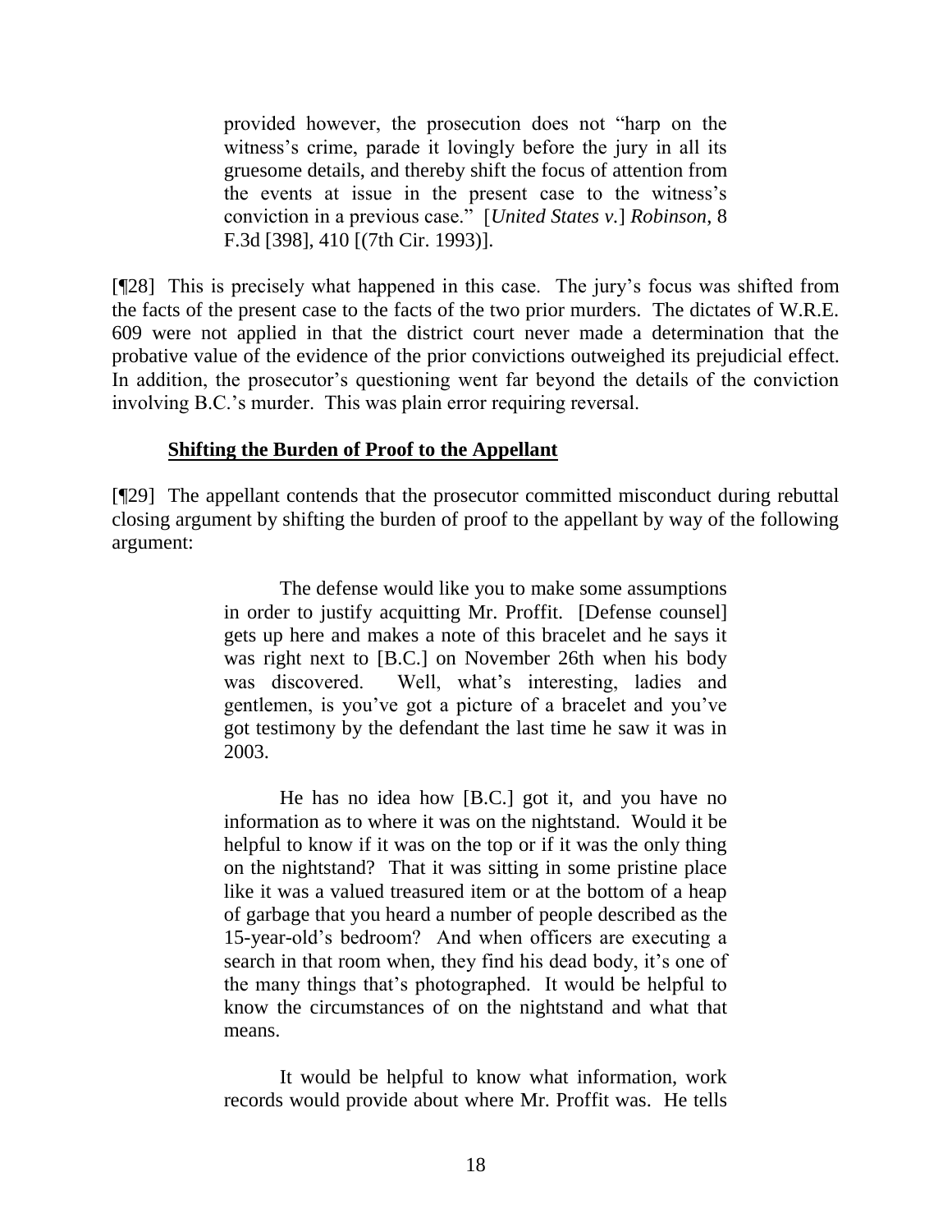> provided however, the prosecution does not "harp on the witness's crime, parade it lovingly before the jury in all its gruesome details, and thereby shift the focus of attention from the events at issue in the present case to the witness's conviction in a previous case." [*United States v.*] *Robinson,* 8 F.3d [398], 410 [(7th Cir. 1993)].

[¶28] This is precisely what happened in this case. The jury's focus was shifted from the facts of the present case to the facts of the two prior murders. The dictates of W.R.E. 609 were not applied in that the district court never made a determination that the probative value of the evidence of the prior convictions outweighed its prejudicial effect. In addition, the prosecutor's questioning went far beyond the details of the conviction involving B.C.'s murder. This was plain error requiring reversal.

**Shifting the Burden of Proof to the Appellant**

[¶29] The appellant contends that the prosecutor committed misconduct during rebuttal closing argument by shifting the burden of proof to the appellant by way of the following argument:

> The defense would like you to make some assumptions in order to justify acquitting Mr. Proffit. [Defense counsel] gets up here and makes a note of this bracelet and he says it was right next to [B.C.] on November 26th when his body was discovered. Well, what's interesting, ladies and gentlemen, is you've got a picture of a bracelet and you've got testimony by the defendant the last time he saw it was in 2003.
>
> He has no idea how [B.C.] got it, and you have no information as to where it was on the nightstand. Would it be helpful to know if it was on the top or if it was the only thing on the nightstand? That it was sitting in some pristine place like it was a valued treasured item or at the bottom of a heap of garbage that you heard a number of people described as the 15-year-old's bedroom? And when officers are executing a search in that room when, they find his dead body, it's one of the many things that's photographed. It would be helpful to know the circumstances of on the nightstand and what that means.
>
> It would be helpful to know what information, work records would provide about where Mr. Proffit was. He tells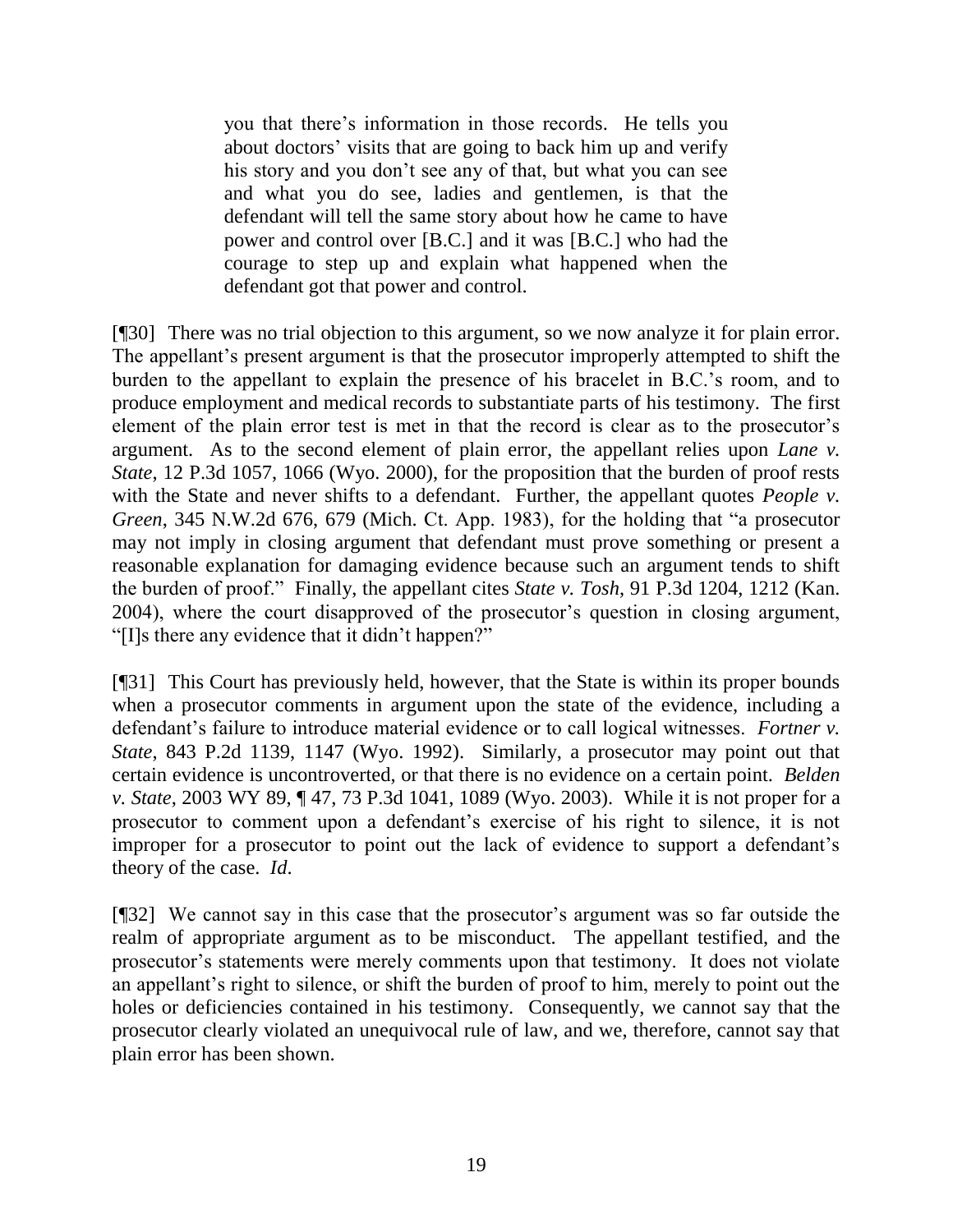> you that there's information in those records. He tells you about doctors' visits that are going to back him up and verify his story and you don't see any of that, but what you can see and what you do see, ladies and gentlemen, is that the defendant will tell the same story about how he came to have power and control over [B.C.] and it was [B.C.] who had the courage to step up and explain what happened when the defendant got that power and control.

[¶30] There was no trial objection to this argument, so we now analyze it for plain error. The appellant's present argument is that the prosecutor improperly attempted to shift the burden to the appellant to explain the presence of his bracelet in B.C.'s room, and to produce employment and medical records to substantiate parts of his testimony. The first element of the plain error test is met in that the record is clear as to the prosecutor's argument. As to the second element of plain error, the appellant relies upon *Lane v. State*, 12 P.3d 1057, 1066 (Wyo. 2000), for the proposition that the burden of proof rests with the State and never shifts to a defendant. Further, the appellant quotes *People v. Green*, 345 N.W.2d 676, 679 (Mich. Ct. App. 1983), for the holding that "a prosecutor may not imply in closing argument that defendant must prove something or present a reasonable explanation for damaging evidence because such an argument tends to shift the burden of proof." Finally, the appellant cites *State v. Tosh*, 91 P.3d 1204, 1212 (Kan. 2004), where the court disapproved of the prosecutor's question in closing argument, "[I]s there any evidence that it didn't happen?"

[¶31] This Court has previously held, however, that the State is within its proper bounds when a prosecutor comments in argument upon the state of the evidence, including a defendant's failure to introduce material evidence or to call logical witnesses. *Fortner v. State*, 843 P.2d 1139, 1147 (Wyo. 1992). Similarly, a prosecutor may point out that certain evidence is uncontroverted, or that there is no evidence on a certain point. *Belden v. State*, 2003 WY 89, ¶ 47, 73 P.3d 1041, 1089 (Wyo. 2003). While it is not proper for a prosecutor to comment upon a defendant's exercise of his right to silence, it is not improper for a prosecutor to point out the lack of evidence to support a defendant's theory of the case. *Id.*

[¶32] We cannot say in this case that the prosecutor's argument was so far outside the realm of appropriate argument as to be misconduct. The appellant testified, and the prosecutor's statements were merely comments upon that testimony. It does not violate an appellant's right to silence, or shift the burden of proof to him, merely to point out the holes or deficiencies contained in his testimony. Consequently, we cannot say that the prosecutor clearly violated an unequivocal rule of law, and we, therefore, cannot say that plain error has been shown.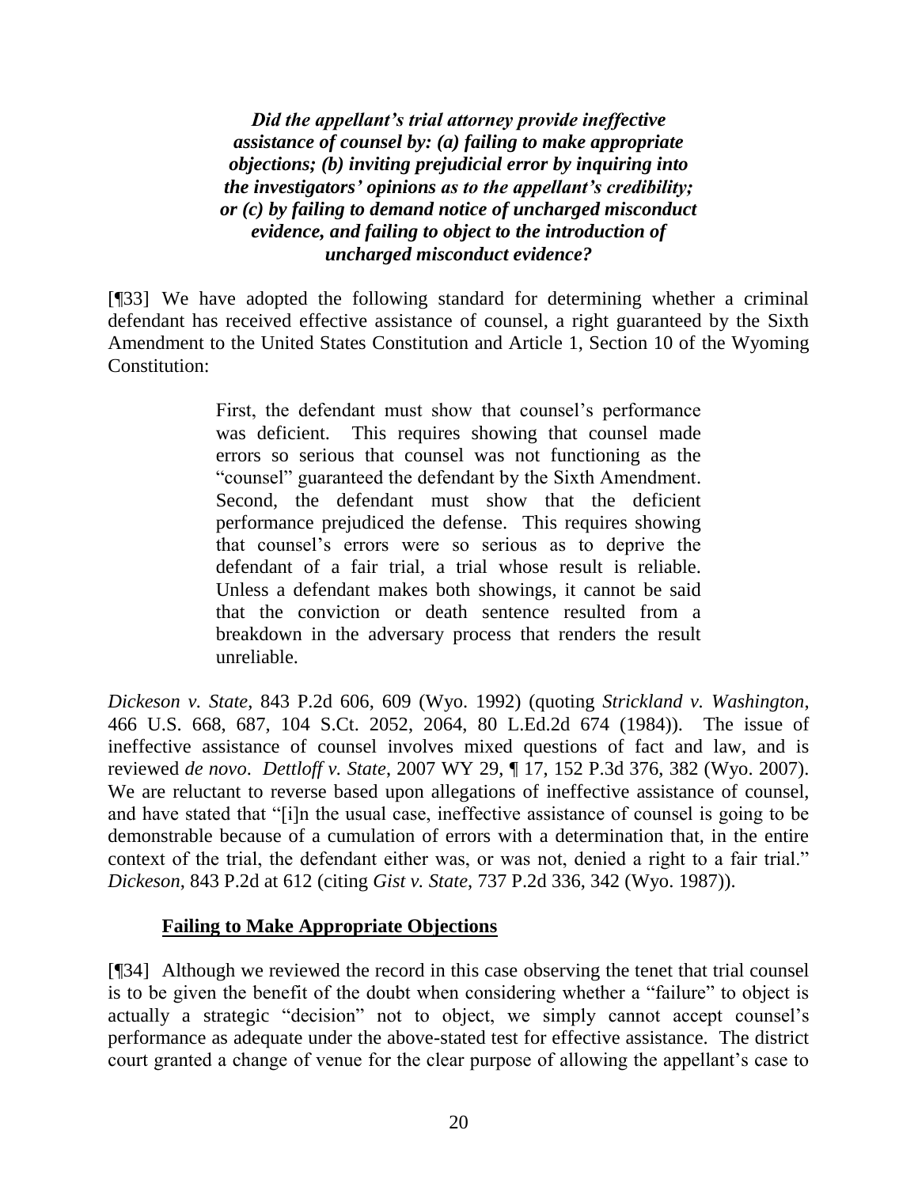***Did the appellant's trial attorney provide ineffective assistance of counsel by: (a) failing to make appropriate objections; (b) inviting prejudicial error by inquiring into the investigators' opinions as to the appellant's credibility; or (c) by failing to demand notice of uncharged misconduct evidence, and failing to object to the introduction of uncharged misconduct evidence?***

[¶33] We have adopted the following standard for determining whether a criminal defendant has received effective assistance of counsel, a right guaranteed by the Sixth Amendment to the United States Constitution and Article 1, Section 10 of the Wyoming Constitution:

> First, the defendant must show that counsel's performance was deficient. This requires showing that counsel made errors so serious that counsel was not functioning as the "counsel" guaranteed the defendant by the Sixth Amendment. Second, the defendant must show that the deficient performance prejudiced the defense. This requires showing that counsel's errors were so serious as to deprive the defendant of a fair trial, a trial whose result is reliable. Unless a defendant makes both showings, it cannot be said that the conviction or death sentence resulted from a breakdown in the adversary process that renders the result unreliable.

*Dickeson v. State*, 843 P.2d 606, 609 (Wyo. 1992) (quoting *Strickland v. Washington*, 466 U.S. 668, 687, 104 S.Ct. 2052, 2064, 80 L.Ed.2d 674 (1984)). The issue of ineffective assistance of counsel involves mixed questions of fact and law, and is reviewed *de novo*. *Dettloff v. State*, 2007 WY 29, ¶ 17, 152 P.3d 376, 382 (Wyo. 2007). We are reluctant to reverse based upon allegations of ineffective assistance of counsel, and have stated that "[i]n the usual case, ineffective assistance of counsel is going to be demonstrable because of a cumulation of errors with a determination that, in the entire context of the trial, the defendant either was, or was not, denied a right to a fair trial." *Dickeson*, 843 P.2d at 612 (citing *Gist v. State*, 737 P.2d 336, 342 (Wyo. 1987)).

**Failing to Make Appropriate Objections**

[¶34] Although we reviewed the record in this case observing the tenet that trial counsel is to be given the benefit of the doubt when considering whether a "failure" to object is actually a strategic "decision" not to object, we simply cannot accept counsel's performance as adequate under the above-stated test for effective assistance. The district court granted a change of venue for the clear purpose of allowing the appellant's case to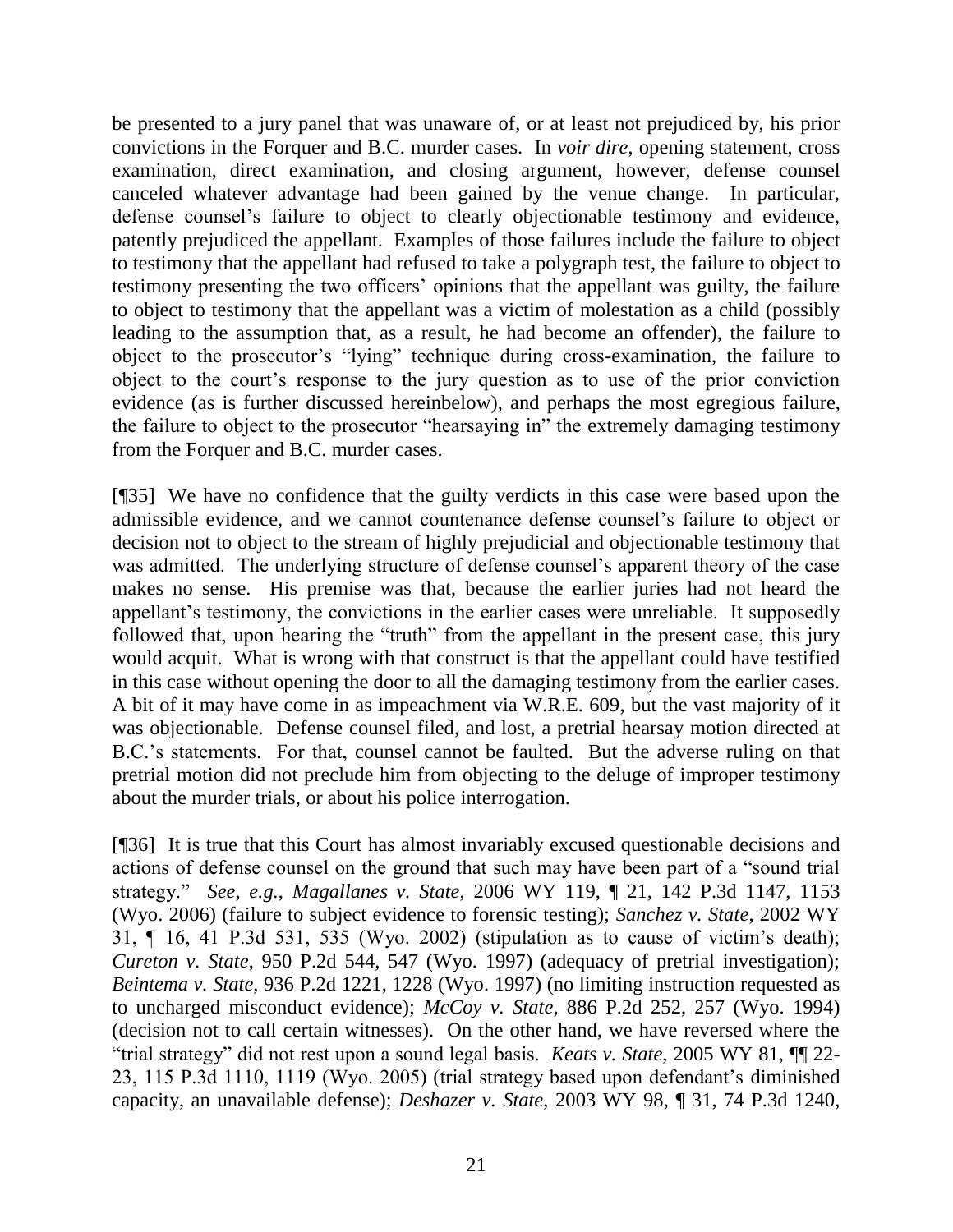be presented to a jury panel that was unaware of, or at least not prejudiced by, his prior convictions in the Forquer and B.C. murder cases. In *voir dire*, opening statement, cross examination, direct examination, and closing argument, however, defense counsel canceled whatever advantage had been gained by the venue change. In particular, defense counsel's failure to object to clearly objectionable testimony and evidence, patently prejudiced the appellant. Examples of those failures include the failure to object to testimony that the appellant had refused to take a polygraph test, the failure to object to testimony presenting the two officers' opinions that the appellant was guilty, the failure to object to testimony that the appellant was a victim of molestation as a child (possibly leading to the assumption that, as a result, he had become an offender), the failure to object to the prosecutor's "lying" technique during cross-examination, the failure to object to the court's response to the jury question as to use of the prior conviction evidence (as is further discussed hereinbelow), and perhaps the most egregious failure, the failure to object to the prosecutor "hearsaying in" the extremely damaging testimony from the Forquer and B.C. murder cases.

[¶35] We have no confidence that the guilty verdicts in this case were based upon the admissible evidence, and we cannot countenance defense counsel's failure to object or decision not to object to the stream of highly prejudicial and objectionable testimony that was admitted. The underlying structure of defense counsel's apparent theory of the case makes no sense. His premise was that, because the earlier juries had not heard the appellant's testimony, the convictions in the earlier cases were unreliable. It supposedly followed that, upon hearing the "truth" from the appellant in the present case, this jury would acquit. What is wrong with that construct is that the appellant could have testified in this case without opening the door to all the damaging testimony from the earlier cases. A bit of it may have come in as impeachment via W.R.E. 609, but the vast majority of it was objectionable. Defense counsel filed, and lost, a pretrial hearsay motion directed at B.C.'s statements. For that, counsel cannot be faulted. But the adverse ruling on that pretrial motion did not preclude him from objecting to the deluge of improper testimony about the murder trials, or about his police interrogation.

[¶36] It is true that this Court has almost invariably excused questionable decisions and actions of defense counsel on the ground that such may have been part of a "sound trial strategy." *See, e.g., Magallanes v. State*, 2006 WY 119, ¶ 21, 142 P.3d 1147, 1153 (Wyo. 2006) (failure to subject evidence to forensic testing); *Sanchez v. State*, 2002 WY 31, ¶ 16, 41 P.3d 531, 535 (Wyo. 2002) (stipulation as to cause of victim's death); *Cureton v. State*, 950 P.2d 544, 547 (Wyo. 1997) (adequacy of pretrial investigation); *Beintema v. State*, 936 P.2d 1221, 1228 (Wyo. 1997) (no limiting instruction requested as to uncharged misconduct evidence); *McCoy v. State*, 886 P.2d 252, 257 (Wyo. 1994) (decision not to call certain witnesses). On the other hand, we have reversed where the "trial strategy" did not rest upon a sound legal basis. *Keats v. State*, 2005 WY 81, ¶¶ 22-23, 115 P.3d 1110, 1119 (Wyo. 2005) (trial strategy based upon defendant's diminished capacity, an unavailable defense); *Deshazer v. State*, 2003 WY 98, ¶ 31, 74 P.3d 1240,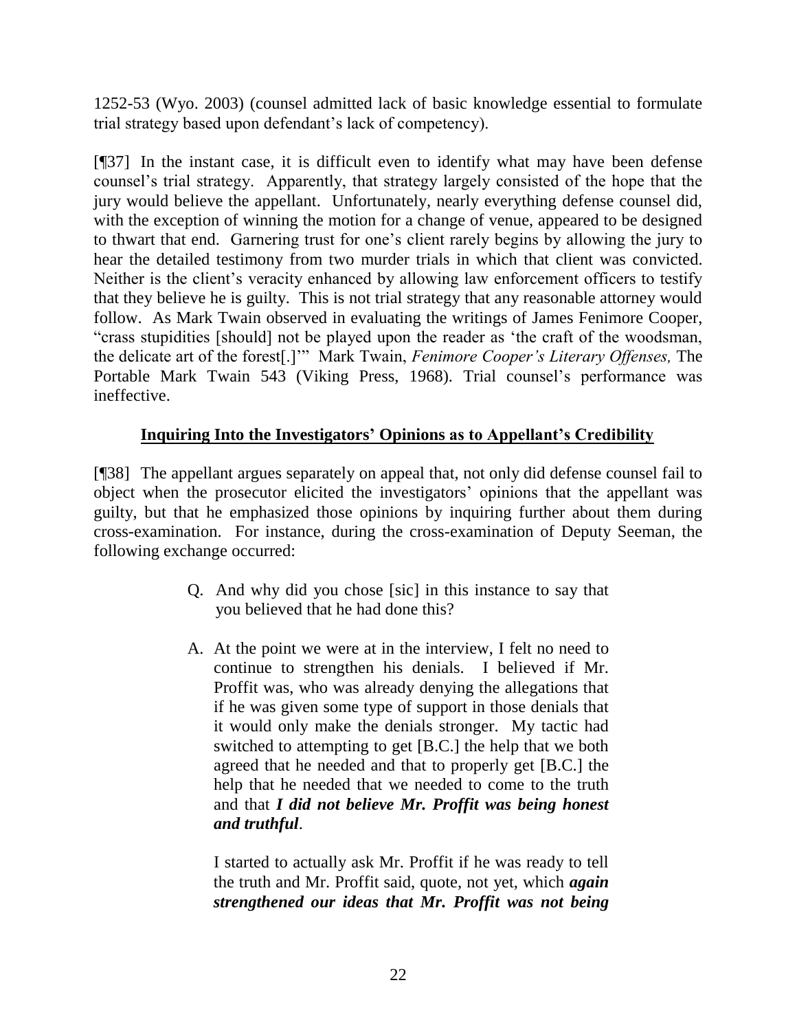1252-53 (Wyo. 2003) (counsel admitted lack of basic knowledge essential to formulate trial strategy based upon defendant's lack of competency).

[¶37] In the instant case, it is difficult even to identify what may have been defense counsel's trial strategy. Apparently, that strategy largely consisted of the hope that the jury would believe the appellant. Unfortunately, nearly everything defense counsel did, with the exception of winning the motion for a change of venue, appeared to be designed to thwart that end. Garnering trust for one's client rarely begins by allowing the jury to hear the detailed testimony from two murder trials in which that client was convicted. Neither is the client's veracity enhanced by allowing law enforcement officers to testify that they believe he is guilty. This is not trial strategy that any reasonable attorney would follow. As Mark Twain observed in evaluating the writings of James Fenimore Cooper, "crass stupidities [should] not be played upon the reader as 'the craft of the woodsman, the delicate art of the forest[.]'" Mark Twain, *Fenimore Cooper's Literary Offenses,* The Portable Mark Twain 543 (Viking Press, 1968). Trial counsel's performance was ineffective.

## **Inquiring Into the Investigators' Opinions as to Appellant's Credibility**

[¶38] The appellant argues separately on appeal that, not only did defense counsel fail to object when the prosecutor elicited the investigators' opinions that the appellant was guilty, but that he emphasized those opinions by inquiring further about them during cross-examination. For instance, during the cross-examination of Deputy Seeman, the following exchange occurred:

> Q. And why did you chose [sic] in this instance to say that you believed that he had done this?
>
> A. At the point we were at in the interview, I felt no need to continue to strengthen his denials. I believed if Mr. Proffit was, who was already denying the allegations that if he was given some type of support in those denials that it would only make the denials stronger. My tactic had switched to attempting to get [B.C.] the help that we both agreed that he needed and that to properly get [B.C.] the help that he needed that we needed to come to the truth and that ***I did not believe Mr. Proffit was being honest and truthful***.
>
> I started to actually ask Mr. Proffit if he was ready to tell the truth and Mr. Proffit said, quote, not yet, which ***again strengthened our ideas that Mr. Proffit was not being***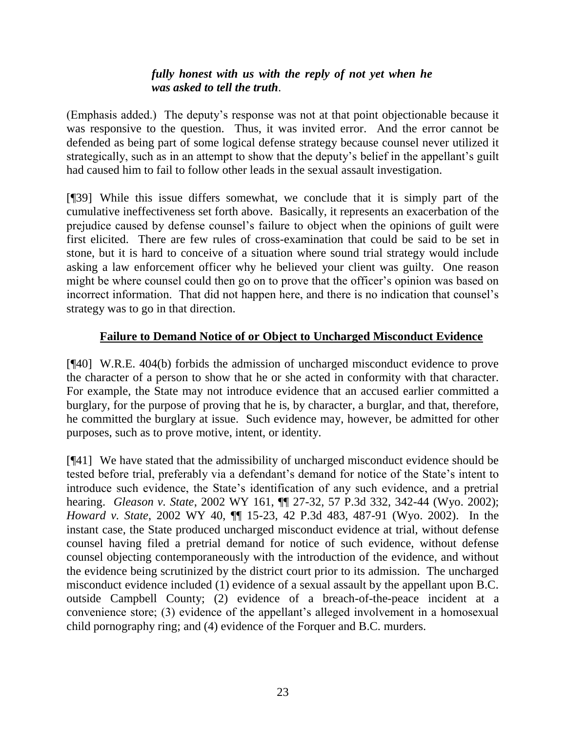> ***fully honest with us with the reply of not yet when he was asked to tell the truth*.**

(Emphasis added.) The deputy's response was not at that point objectionable because it was responsive to the question. Thus, it was invited error. And the error cannot be defended as being part of some logical defense strategy because counsel never utilized it strategically, such as in an attempt to show that the deputy's belief in the appellant's guilt had caused him to fail to follow other leads in the sexual assault investigation.

[¶39] While this issue differs somewhat, we conclude that it is simply part of the cumulative ineffectiveness set forth above. Basically, it represents an exacerbation of the prejudice caused by defense counsel's failure to object when the opinions of guilt were first elicited. There are few rules of cross-examination that could be said to be set in stone, but it is hard to conceive of a situation where sound trial strategy would include asking a law enforcement officer why he believed your client was guilty. One reason might be where counsel could then go on to prove that the officer's opinion was based on incorrect information. That did not happen here, and there is no indication that counsel's strategy was to go in that direction.

## **Failure to Demand Notice of or Object to Uncharged Misconduct Evidence**

[¶40] W.R.E. 404(b) forbids the admission of uncharged misconduct evidence to prove the character of a person to show that he or she acted in conformity with that character. For example, the State may not introduce evidence that an accused earlier committed a burglary, for the purpose of proving that he is, by character, a burglar, and that, therefore, he committed the burglary at issue. Such evidence may, however, be admitted for other purposes, such as to prove motive, intent, or identity.

[¶41] We have stated that the admissibility of uncharged misconduct evidence should be tested before trial, preferably via a defendant's demand for notice of the State's intent to introduce such evidence, the State's identification of any such evidence, and a pretrial hearing. *Gleason v. State*, 2002 WY 161, ¶¶ 27-32, 57 P.3d 332, 342-44 (Wyo. 2002); *Howard v. State*, 2002 WY 40, ¶¶ 15-23, 42 P.3d 483, 487-91 (Wyo. 2002). In the instant case, the State produced uncharged misconduct evidence at trial, without defense counsel having filed a pretrial demand for notice of such evidence, without defense counsel objecting contemporaneously with the introduction of the evidence, and without the evidence being scrutinized by the district court prior to its admission. The uncharged misconduct evidence included (1) evidence of a sexual assault by the appellant upon B.C. outside Campbell County; (2) evidence of a breach-of-the-peace incident at a convenience store; (3) evidence of the appellant's alleged involvement in a homosexual child pornography ring; and (4) evidence of the Forquer and B.C. murders.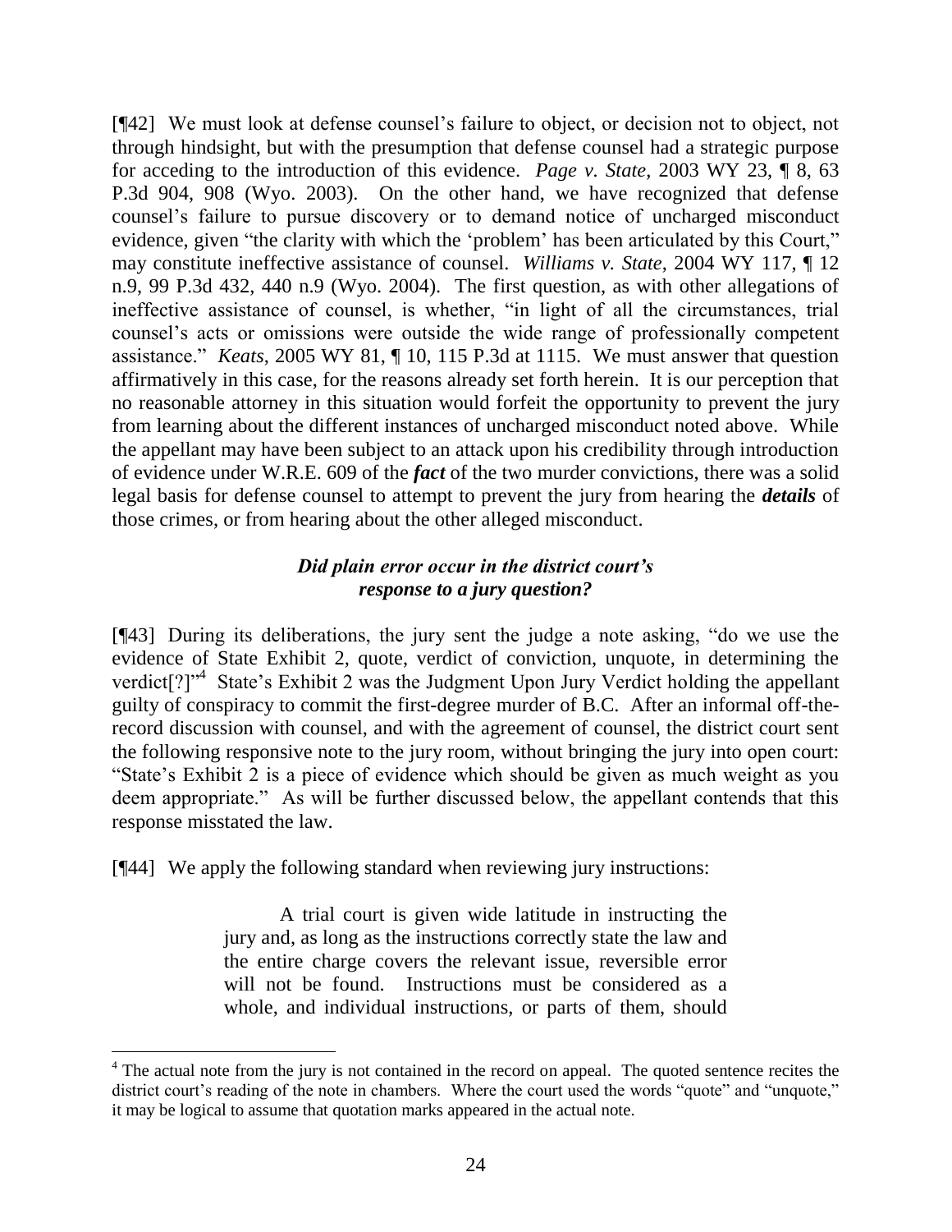[¶42] We must look at defense counsel's failure to object, or decision not to object, not through hindsight, but with the presumption that defense counsel had a strategic purpose for acceding to the introduction of this evidence. *Page v. State*, 2003 WY 23, ¶ 8, 63 P.3d 904, 908 (Wyo. 2003). On the other hand, we have recognized that defense counsel's failure to pursue discovery or to demand notice of uncharged misconduct evidence, given "the clarity with which the 'problem' has been articulated by this Court," may constitute ineffective assistance of counsel. *Williams v. State*, 2004 WY 117, ¶ 12 n.9, 99 P.3d 432, 440 n.9 (Wyo. 2004). The first question, as with other allegations of ineffective assistance of counsel, is whether, "in light of all the circumstances, trial counsel's acts or omissions were outside the wide range of professionally competent assistance." *Keats*, 2005 WY 81, ¶ 10, 115 P.3d at 1115. We must answer that question affirmatively in this case, for the reasons already set forth herein. It is our perception that no reasonable attorney in this situation would forfeit the opportunity to prevent the jury from learning about the different instances of uncharged misconduct noted above. While the appellant may have been subject to an attack upon his credibility through introduction of evidence under W.R.E. 609 of the ***fact*** of the two murder convictions, there was a solid legal basis for defense counsel to attempt to prevent the jury from hearing the ***details*** of those crimes, or from hearing about the other alleged misconduct.

### *Did plain error occur in the district court's response to a jury question?*

[¶43] During its deliberations, the jury sent the judge a note asking, "do we use the evidence of State Exhibit 2, quote, verdict of conviction, unquote, in determining the verdict[?]"[4] State's Exhibit 2 was the Judgment Upon Jury Verdict holding the appellant guilty of conspiracy to commit the first-degree murder of B.C. After an informal off-the-record discussion with counsel, and with the agreement of counsel, the district court sent the following responsive note to the jury room, without bringing the jury into open court: "State's Exhibit 2 is a piece of evidence which should be given as much weight as you deem appropriate." As will be further discussed below, the appellant contends that this response misstated the law.

[¶44] We apply the following standard when reviewing jury instructions:

> A trial court is given wide latitude in instructing the jury and, as long as the instructions correctly state the law and the entire charge covers the relevant issue, reversible error will not be found. Instructions must be considered as a whole, and individual instructions, or parts of them, should

---

[4] The actual note from the jury is not contained in the record on appeal. The quoted sentence recites the district court's reading of the note in chambers. Where the court used the words "quote" and "unquote," it may be logical to assume that quotation marks appeared in the actual note.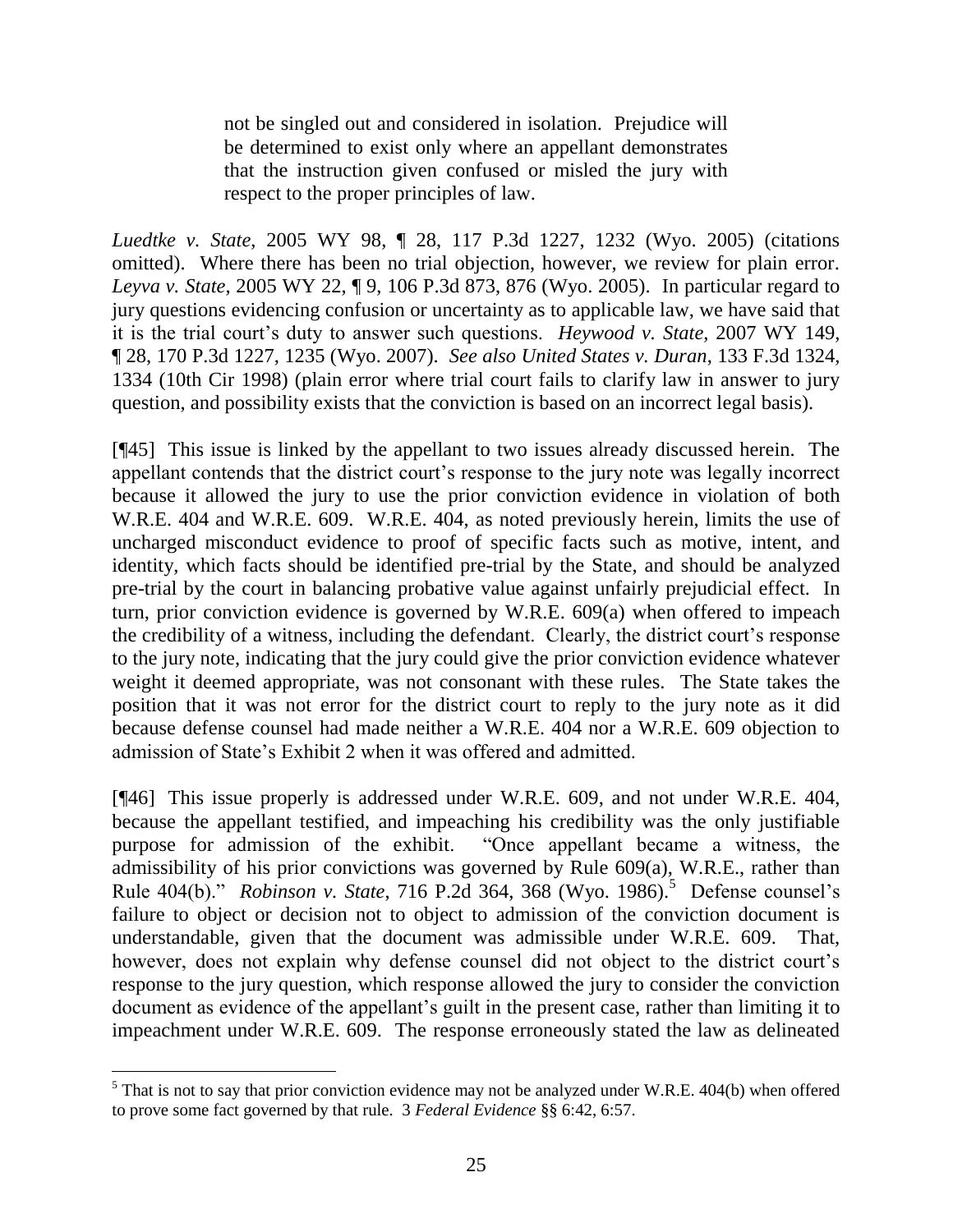> not be singled out and considered in isolation. Prejudice will be determined to exist only where an appellant demonstrates that the instruction given confused or misled the jury with respect to the proper principles of law.

*Luedtke v. State*, 2005 WY 98, ¶ 28, 117 P.3d 1227, 1232 (Wyo. 2005) (citations omitted). Where there has been no trial objection, however, we review for plain error. *Leyva v. State*, 2005 WY 22, ¶ 9, 106 P.3d 873, 876 (Wyo. 2005). In particular regard to jury questions evidencing confusion or uncertainty as to applicable law, we have said that it is the trial court's duty to answer such questions. *Heywood v. State*, 2007 WY 149, ¶ 28, 170 P.3d 1227, 1235 (Wyo. 2007). *See also United States v. Duran*, 133 F.3d 1324, 1334 (10th Cir 1998) (plain error where trial court fails to clarify law in answer to jury question, and possibility exists that the conviction is based on an incorrect legal basis).

[¶45] This issue is linked by the appellant to two issues already discussed herein. The appellant contends that the district court's response to the jury note was legally incorrect because it allowed the jury to use the prior conviction evidence in violation of both W.R.E. 404 and W.R.E. 609. W.R.E. 404, as noted previously herein, limits the use of uncharged misconduct evidence to proof of specific facts such as motive, intent, and identity, which facts should be identified pre-trial by the State, and should be analyzed pre-trial by the court in balancing probative value against unfairly prejudicial effect. In turn, prior conviction evidence is governed by W.R.E. 609(a) when offered to impeach the credibility of a witness, including the defendant. Clearly, the district court's response to the jury note, indicating that the jury could give the prior conviction evidence whatever weight it deemed appropriate, was not consonant with these rules. The State takes the position that it was not error for the district court to reply to the jury note as it did because defense counsel had made neither a W.R.E. 404 nor a W.R.E. 609 objection to admission of State's Exhibit 2 when it was offered and admitted.

[¶46] This issue properly is addressed under W.R.E. 609, and not under W.R.E. 404, because the appellant testified, and impeaching his credibility was the only justifiable purpose for admission of the exhibit. "Once appellant became a witness, the admissibility of his prior convictions was governed by Rule 609(a), W.R.E., rather than Rule 404(b)." *Robinson v. State*, 716 P.2d 364, 368 (Wyo. 1986).[5] Defense counsel's failure to object or decision not to object to admission of the conviction document is understandable, given that the document was admissible under W.R.E. 609. That, however, does not explain why defense counsel did not object to the district court's response to the jury question, which response allowed the jury to consider the conviction document as evidence of the appellant's guilt in the present case, rather than limiting it to impeachment under W.R.E. 609. The response erroneously stated the law as delineated

---

[5] That is not to say that prior conviction evidence may not be analyzed under W.R.E. 404(b) when offered to prove some fact governed by that rule. 3 *Federal Evidence* §§ 6:42, 6:57.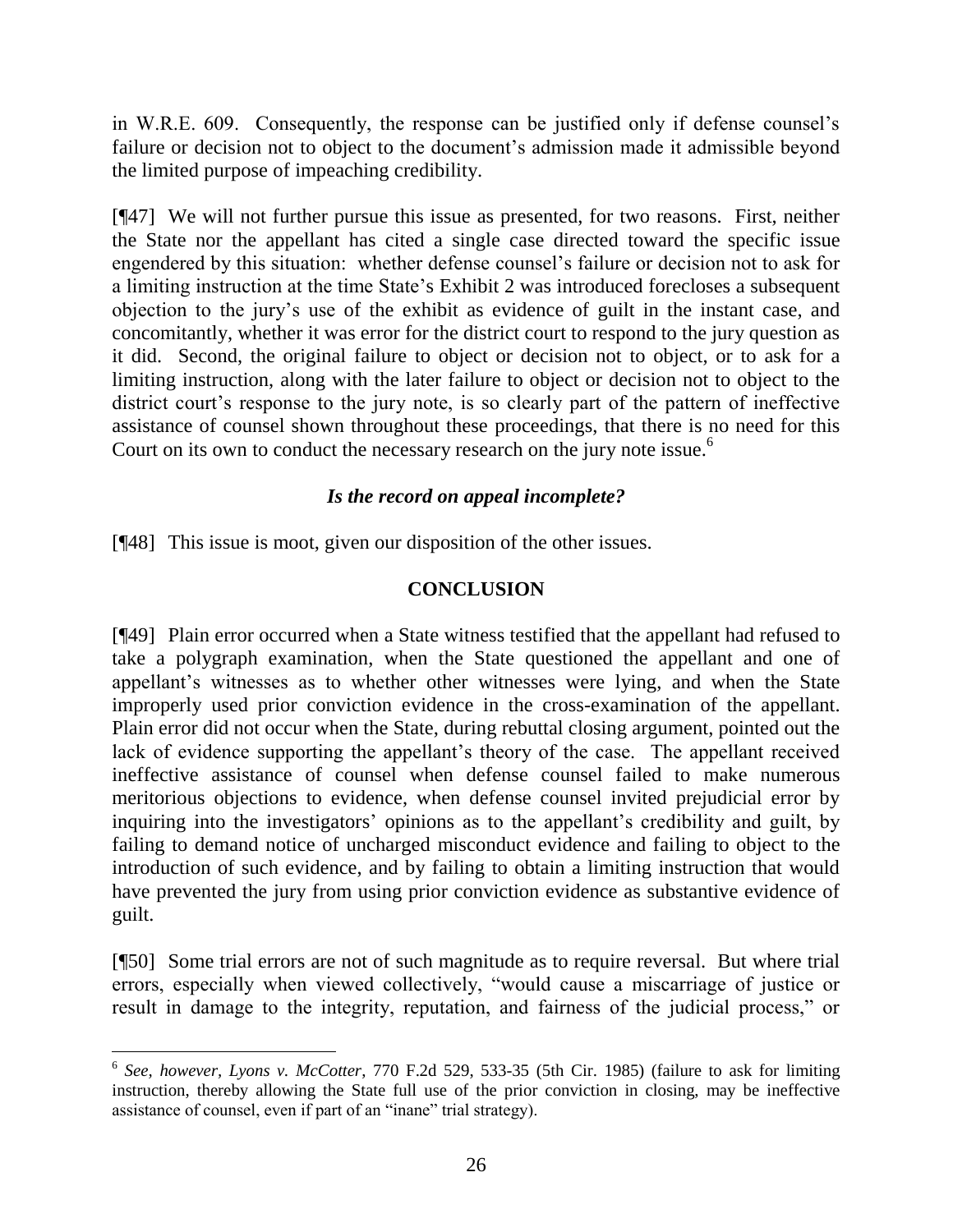in W.R.E. 609. Consequently, the response can be justified only if defense counsel's failure or decision not to object to the document's admission made it admissible beyond the limited purpose of impeaching credibility.

[¶47] We will not further pursue this issue as presented, for two reasons. First, neither the State nor the appellant has cited a single case directed toward the specific issue engendered by this situation: whether defense counsel's failure or decision not to ask for a limiting instruction at the time State's Exhibit 2 was introduced forecloses a subsequent objection to the jury's use of the exhibit as evidence of guilt in the instant case, and concomitantly, whether it was error for the district court to respond to the jury question as it did. Second, the original failure to object or decision not to object, or to ask for a limiting instruction, along with the later failure to object or decision not to object to the district court's response to the jury note, is so clearly part of the pattern of ineffective assistance of counsel shown throughout these proceedings, that there is no need for this Court on its own to conduct the necessary research on the jury note issue.[6]

### *Is the record on appeal incomplete?*

[¶48] This issue is moot, given our disposition of the other issues.

### CONCLUSION

[¶49] Plain error occurred when a State witness testified that the appellant had refused to take a polygraph examination, when the State questioned the appellant and one of appellant's witnesses as to whether other witnesses were lying, and when the State improperly used prior conviction evidence in the cross-examination of the appellant. Plain error did not occur when the State, during rebuttal closing argument, pointed out the lack of evidence supporting the appellant's theory of the case. The appellant received ineffective assistance of counsel when defense counsel failed to make numerous meritorious objections to evidence, when defense counsel invited prejudicial error by inquiring into the investigators' opinions as to the appellant's credibility and guilt, by failing to demand notice of uncharged misconduct evidence and failing to object to the introduction of such evidence, and by failing to obtain a limiting instruction that would have prevented the jury from using prior conviction evidence as substantive evidence of guilt.

[¶50] Some trial errors are not of such magnitude as to require reversal. But where trial errors, especially when viewed collectively, "would cause a miscarriage of justice or result in damage to the integrity, reputation, and fairness of the judicial process," or

---

[6] *See, however*, *Lyons v. McCotter*, 770 F.2d 529, 533-35 (5th Cir. 1985) (failure to ask for limiting instruction, thereby allowing the State full use of the prior conviction in closing, may be ineffective assistance of counsel, even if part of an "inane" trial strategy).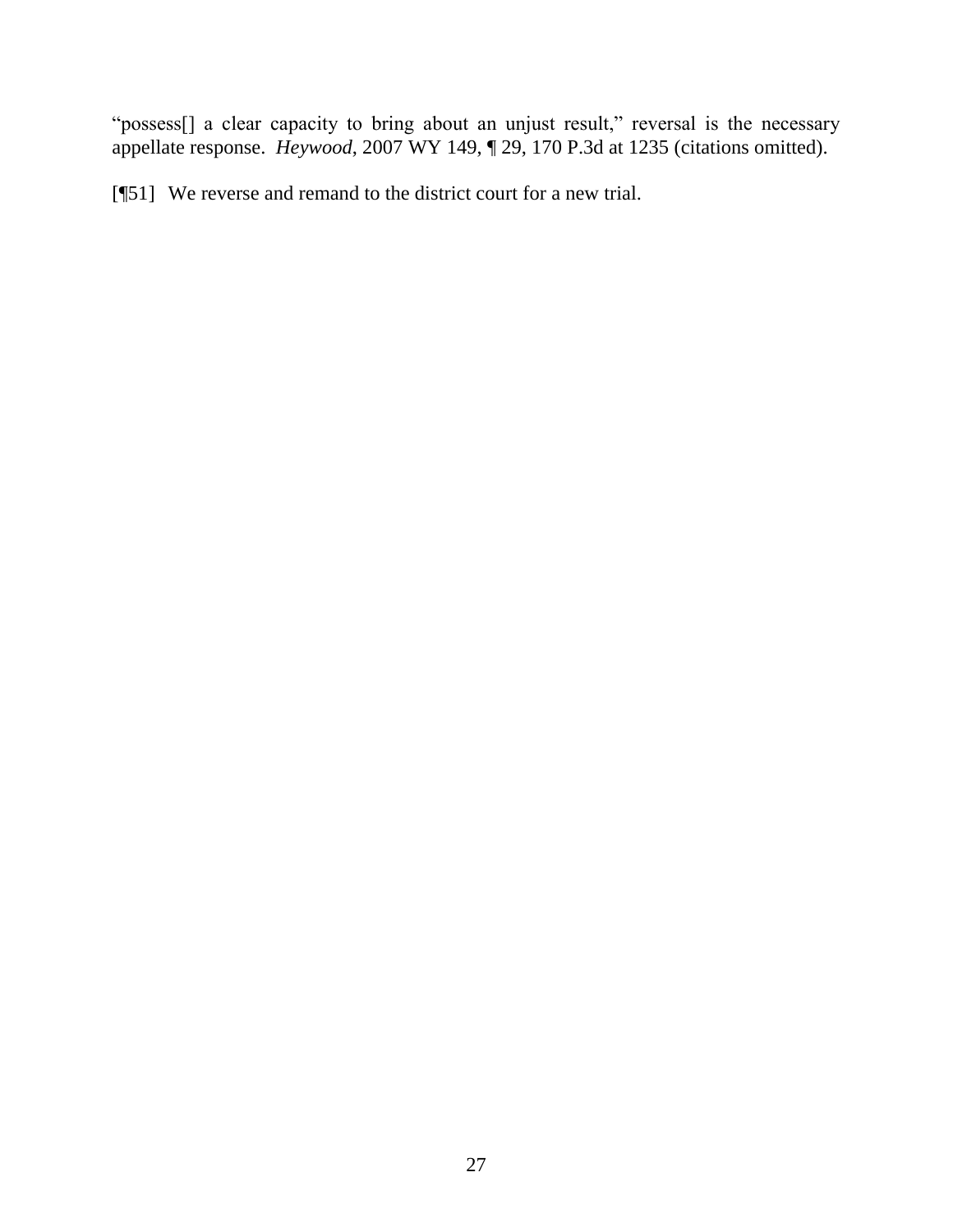"possess[] a clear capacity to bring about an unjust result," reversal is the necessary appellate response. *Heywood*, 2007 WY 149, ¶ 29, 170 P.3d at 1235 (citations omitted).

[¶51] We reverse and remand to the district court for a new trial.